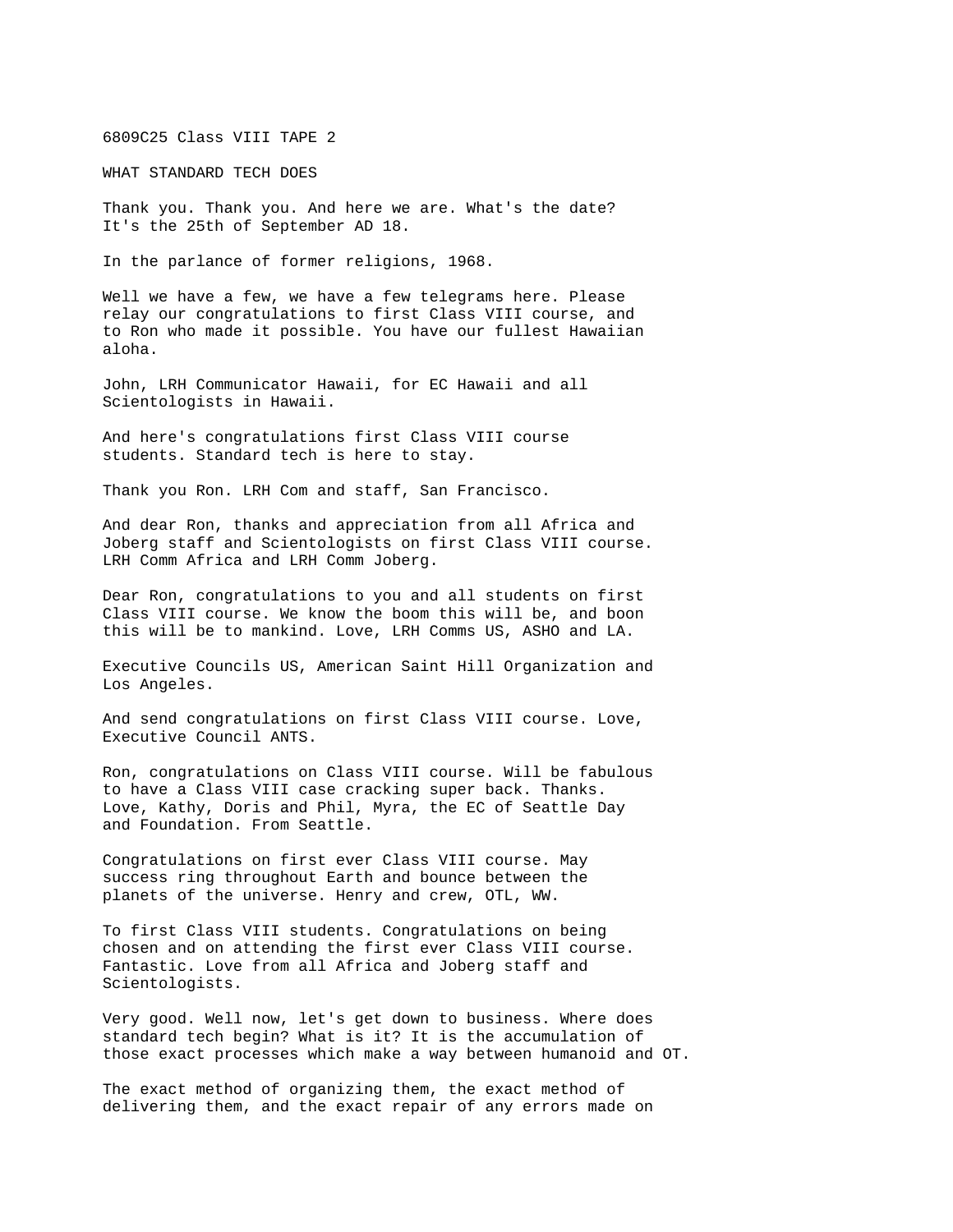6809C25 Class VIII TAPE 2

WHAT STANDARD TECH DOES

Thank you. Thank you. And here we are. What's the date? It's the 25th of September AD 18.

In the parlance of former religions, 1968.

Well we have a few, we have a few telegrams here. Please relay our congratulations to first Class VIII course, and to Ron who made it possible. You have our fullest Hawaiian aloha.

John, LRH Communicator Hawaii, for EC Hawaii and all Scientologists in Hawaii.

And here's congratulations first Class VIII course students. Standard tech is here to stay.

Thank you Ron. LRH Com and staff, San Francisco.

And dear Ron, thanks and appreciation from all Africa and Joberg staff and Scientologists on first Class VIII course. LRH Comm Africa and LRH Comm Joberg.

Dear Ron, congratulations to you and all students on first Class VIII course. We know the boom this will be, and boon this will be to mankind. Love, LRH Comms US, ASHO and LA.

Executive Councils US, American Saint Hill Organization and Los Angeles.

And send congratulations on first Class VIII course. Love, Executive Council ANTS.

Ron, congratulations on Class VIII course. Will be fabulous to have a Class VIII case cracking super back. Thanks. Love, Kathy, Doris and Phil, Myra, the EC of Seattle Day and Foundation. From Seattle.

Congratulations on first ever Class VIII course. May success ring throughout Earth and bounce between the planets of the universe. Henry and crew, OTL, WW.

To first Class VIII students. Congratulations on being chosen and on attending the first ever Class VIII course. Fantastic. Love from all Africa and Joberg staff and Scientologists.

Very good. Well now, let's get down to business. Where does standard tech begin? What is it? It is the accumulation of those exact processes which make a way between humanoid and OT.

The exact method of organizing them, the exact method of delivering them, and the exact repair of any errors made on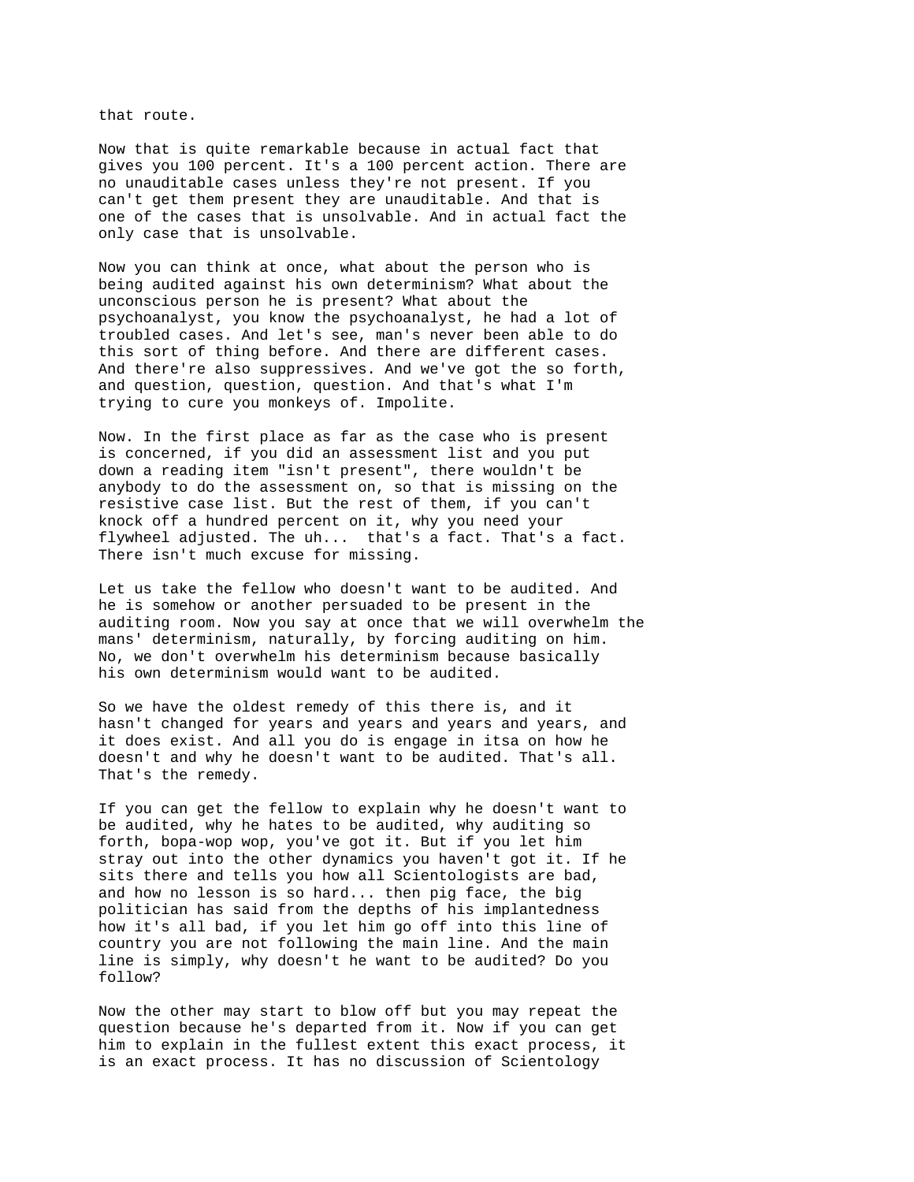that route.

Now that is quite remarkable because in actual fact that gives you 100 percent. It's a 100 percent action. There are no unauditable cases unless they're not present. If you can't get them present they are unauditable. And that is one of the cases that is unsolvable. And in actual fact the only case that is unsolvable.

Now you can think at once, what about the person who is being audited against his own determinism? What about the unconscious person he is present? What about the psychoanalyst, you know the psychoanalyst, he had a lot of troubled cases. And let's see, man's never been able to do this sort of thing before. And there are different cases. And there're also suppressives. And we've got the so forth, and question, question, question. And that's what I'm trying to cure you monkeys of. Impolite.

Now. In the first place as far as the case who is present is concerned, if you did an assessment list and you put down a reading item "isn't present", there wouldn't be anybody to do the assessment on, so that is missing on the resistive case list. But the rest of them, if you can't knock off a hundred percent on it, why you need your flywheel adjusted. The uh... that's a fact. That's a fact. There isn't much excuse for missing.

Let us take the fellow who doesn't want to be audited. And he is somehow or another persuaded to be present in the auditing room. Now you say at once that we will overwhelm the mans' determinism, naturally, by forcing auditing on him. No, we don't overwhelm his determinism because basically his own determinism would want to be audited.

So we have the oldest remedy of this there is, and it hasn't changed for years and years and years and years, and it does exist. And all you do is engage in itsa on how he doesn't and why he doesn't want to be audited. That's all. That's the remedy.

If you can get the fellow to explain why he doesn't want to be audited, why he hates to be audited, why auditing so forth, bopa-wop wop, you've got it. But if you let him stray out into the other dynamics you haven't got it. If he sits there and tells you how all Scientologists are bad, and how no lesson is so hard... then pig face, the big politician has said from the depths of his implantedness how it's all bad, if you let him go off into this line of country you are not following the main line. And the main line is simply, why doesn't he want to be audited? Do you follow?

Now the other may start to blow off but you may repeat the question because he's departed from it. Now if you can get him to explain in the fullest extent this exact process, it is an exact process. It has no discussion of Scientology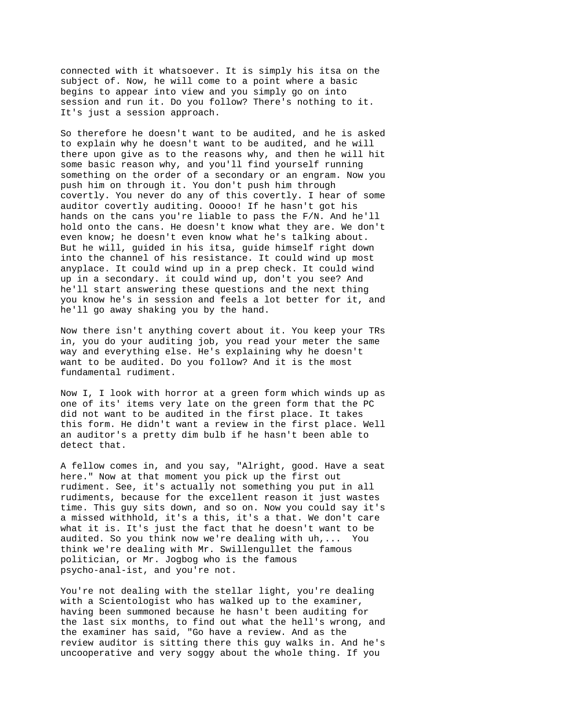connected with it whatsoever. It is simply his itsa on the subject of. Now, he will come to a point where a basic begins to appear into view and you simply go on into session and run it. Do you follow? There's nothing to it. It's just a session approach.

So therefore he doesn't want to be audited, and he is asked to explain why he doesn't want to be audited, and he will there upon give as to the reasons why, and then he will hit some basic reason why, and you'll find yourself running something on the order of a secondary or an engram. Now you push him on through it. You don't push him through covertly. You never do any of this covertly. I hear of some auditor covertly auditing. Ooooo! If he hasn't got his hands on the cans you're liable to pass the F/N. And he'll hold onto the cans. He doesn't know what they are. We don't even know; he doesn't even know what he's talking about. But he will, guided in his itsa, guide himself right down into the channel of his resistance. It could wind up most anyplace. It could wind up in a prep check. It could wind up in a secondary. it could wind up, don't you see? And he'll start answering these questions and the next thing you know he's in session and feels a lot better for it, and he'll go away shaking you by the hand.

Now there isn't anything covert about it. You keep your TRs in, you do your auditing job, you read your meter the same way and everything else. He's explaining why he doesn't want to be audited. Do you follow? And it is the most fundamental rudiment.

Now I, I look with horror at a green form which winds up as one of its' items very late on the green form that the PC did not want to be audited in the first place. It takes this form. He didn't want a review in the first place. Well an auditor's a pretty dim bulb if he hasn't been able to detect that.

A fellow comes in, and you say, "Alright, good. Have a seat here." Now at that moment you pick up the first out rudiment. See, it's actually not something you put in all rudiments, because for the excellent reason it just wastes time. This guy sits down, and so on. Now you could say it's a missed withhold, it's a this, it's a that. We don't care what it is. It's just the fact that he doesn't want to be audited. So you think now we're dealing with uh,... You think we're dealing with Mr. Swillengullet the famous politician, or Mr. Jogbog who is the famous psycho-anal-ist, and you're not.

You're not dealing with the stellar light, you're dealing with a Scientologist who has walked up to the examiner, having been summoned because he hasn't been auditing for the last six months, to find out what the hell's wrong, and the examiner has said, "Go have a review. And as the review auditor is sitting there this guy walks in. And he's uncooperative and very soggy about the whole thing. If you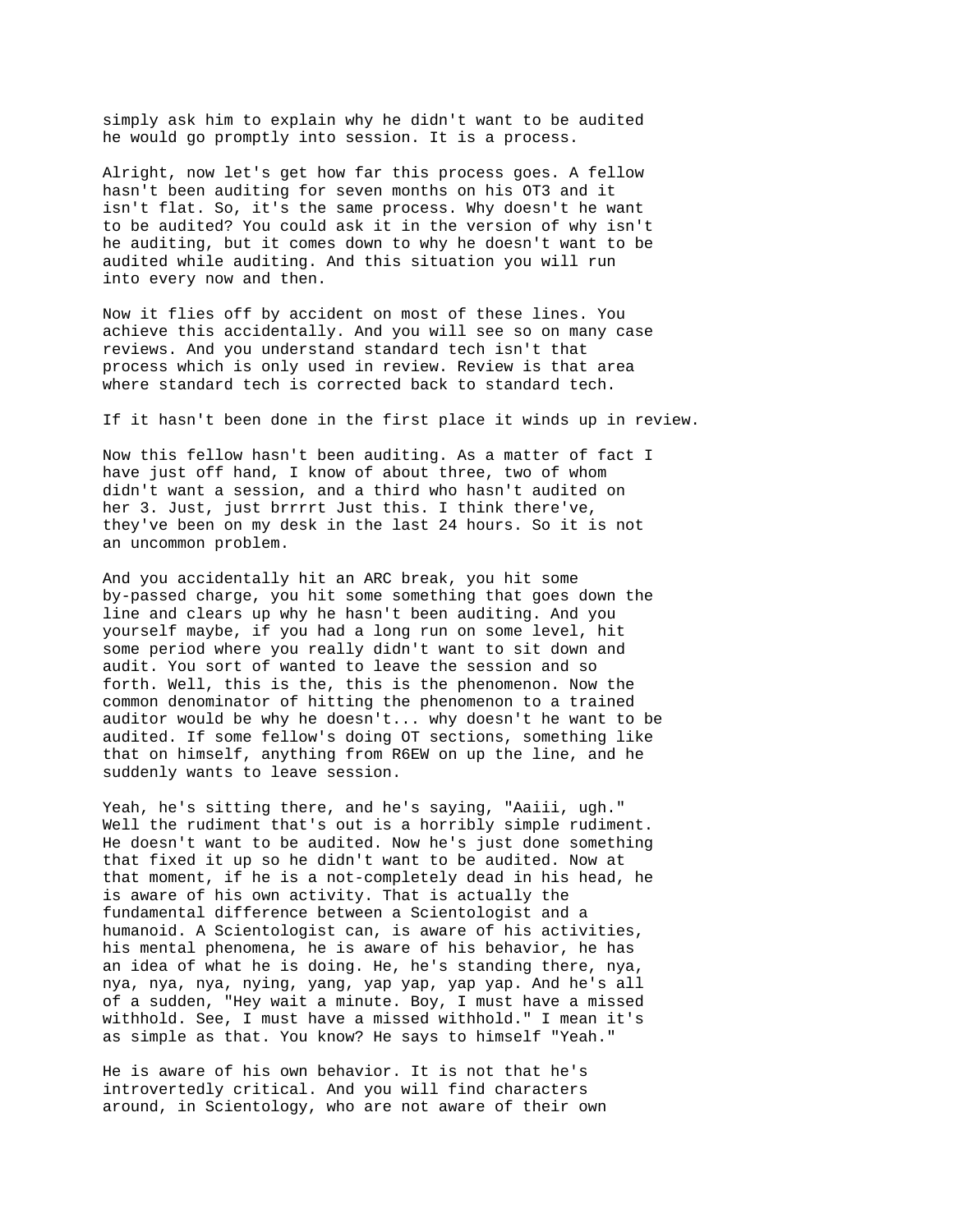simply ask him to explain why he didn't want to be audited he would go promptly into session. It is a process.

Alright, now let's get how far this process goes. A fellow hasn't been auditing for seven months on his OT3 and it isn't flat. So, it's the same process. Why doesn't he want to be audited? You could ask it in the version of why isn't he auditing, but it comes down to why he doesn't want to be audited while auditing. And this situation you will run into every now and then.

Now it flies off by accident on most of these lines. You achieve this accidentally. And you will see so on many case reviews. And you understand standard tech isn't that process which is only used in review. Review is that area where standard tech is corrected back to standard tech.

If it hasn't been done in the first place it winds up in review.

Now this fellow hasn't been auditing. As a matter of fact I have just off hand, I know of about three, two of whom didn't want a session, and a third who hasn't audited on her 3. Just, just brrrrt Just this. I think there've, they've been on my desk in the last 24 hours. So it is not an uncommon problem.

And you accidentally hit an ARC break, you hit some by-passed charge, you hit some something that goes down the line and clears up why he hasn't been auditing. And you yourself maybe, if you had a long run on some level, hit some period where you really didn't want to sit down and audit. You sort of wanted to leave the session and so forth. Well, this is the, this is the phenomenon. Now the common denominator of hitting the phenomenon to a trained auditor would be why he doesn't... why doesn't he want to be audited. If some fellow's doing OT sections, something like that on himself, anything from R6EW on up the line, and he suddenly wants to leave session.

Yeah, he's sitting there, and he's saying, "Aaiii, ugh." Well the rudiment that's out is a horribly simple rudiment. He doesn't want to be audited. Now he's just done something that fixed it up so he didn't want to be audited. Now at that moment, if he is a not-completely dead in his head, he is aware of his own activity. That is actually the fundamental difference between a Scientologist and a humanoid. A Scientologist can, is aware of his activities, his mental phenomena, he is aware of his behavior, he has an idea of what he is doing. He, he's standing there, nya, nya, nya, nya, nying, yang, yap yap, yap yap. And he's all of a sudden, "Hey wait a minute. Boy, I must have a missed withhold. See, I must have a missed withhold." I mean it's as simple as that. You know? He says to himself "Yeah."

He is aware of his own behavior. It is not that he's introvertedly critical. And you will find characters around, in Scientology, who are not aware of their own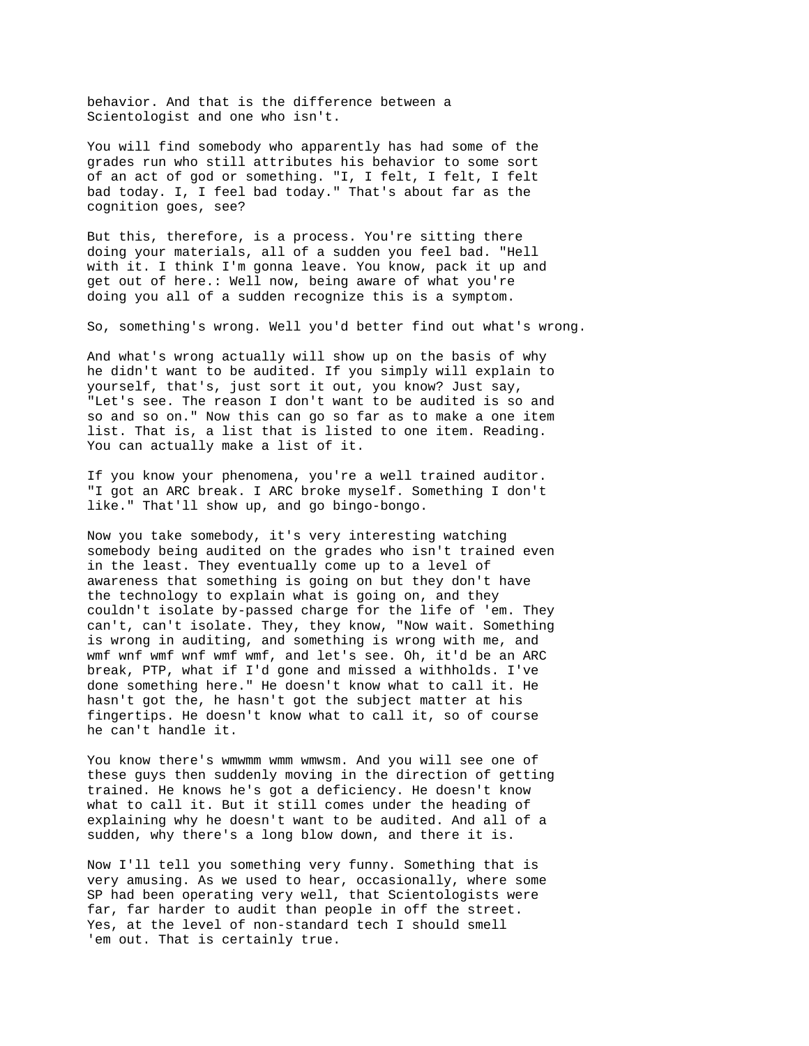behavior. And that is the difference between a Scientologist and one who isn't.

You will find somebody who apparently has had some of the grades run who still attributes his behavior to some sort of an act of god or something. "I, I felt, I felt, I felt bad today. I, I feel bad today." That's about far as the cognition goes, see?

But this, therefore, is a process. You're sitting there doing your materials, all of a sudden you feel bad. "Hell with it. I think I'm gonna leave. You know, pack it up and get out of here.: Well now, being aware of what you're doing you all of a sudden recognize this is a symptom.

So, something's wrong. Well you'd better find out what's wrong.

And what's wrong actually will show up on the basis of why he didn't want to be audited. If you simply will explain to yourself, that's, just sort it out, you know? Just say, "Let's see. The reason I don't want to be audited is so and so and so on." Now this can go so far as to make a one item list. That is, a list that is listed to one item. Reading. You can actually make a list of it.

If you know your phenomena, you're a well trained auditor. "I got an ARC break. I ARC broke myself. Something I don't like." That'll show up, and go bingo-bongo.

Now you take somebody, it's very interesting watching somebody being audited on the grades who isn't trained even in the least. They eventually come up to a level of awareness that something is going on but they don't have the technology to explain what is going on, and they couldn't isolate by-passed charge for the life of 'em. They can't, can't isolate. They, they know, "Now wait. Something is wrong in auditing, and something is wrong with me, and wmf wnf wmf wnf wmf wmf, and let's see. Oh, it'd be an ARC break, PTP, what if I'd gone and missed a withholds. I've done something here." He doesn't know what to call it. He hasn't got the, he hasn't got the subject matter at his fingertips. He doesn't know what to call it, so of course he can't handle it.

You know there's wmwmm wmm wmwsm. And you will see one of these guys then suddenly moving in the direction of getting trained. He knows he's got a deficiency. He doesn't know what to call it. But it still comes under the heading of explaining why he doesn't want to be audited. And all of a sudden, why there's a long blow down, and there it is.

Now I'll tell you something very funny. Something that is very amusing. As we used to hear, occasionally, where some SP had been operating very well, that Scientologists were far, far harder to audit than people in off the street. Yes, at the level of non-standard tech I should smell 'em out. That is certainly true.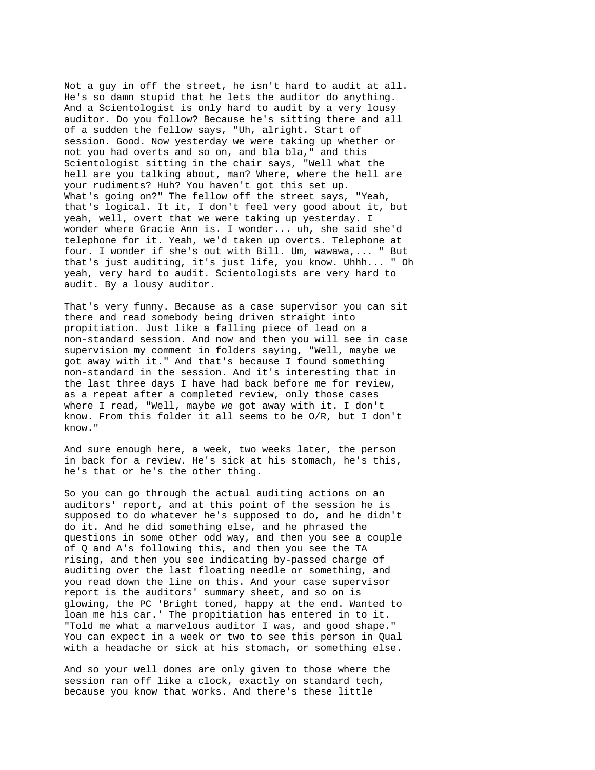Not a guy in off the street, he isn't hard to audit at all. He's so damn stupid that he lets the auditor do anything. And a Scientologist is only hard to audit by a very lousy auditor. Do you follow? Because he's sitting there and all of a sudden the fellow says, "Uh, alright. Start of session. Good. Now yesterday we were taking up whether or not you had overts and so on, and bla bla," and this Scientologist sitting in the chair says, "Well what the hell are you talking about, man? Where, where the hell are your rudiments? Huh? You haven't got this set up. What's going on?" The fellow off the street says, "Yeah, that's logical. It it, I don't feel very good about it, but yeah, well, overt that we were taking up yesterday. I wonder where Gracie Ann is. I wonder... uh, she said she'd telephone for it. Yeah, we'd taken up overts. Telephone at four. I wonder if she's out with Bill. Um, wawawa,... " But that's just auditing, it's just life, you know. Uhhh... " Oh yeah, very hard to audit. Scientologists are very hard to audit. By a lousy auditor.

That's very funny. Because as a case supervisor you can sit there and read somebody being driven straight into propitiation. Just like a falling piece of lead on a non-standard session. And now and then you will see in case supervision my comment in folders saying, "Well, maybe we got away with it." And that's because I found something non-standard in the session. And it's interesting that in the last three days I have had back before me for review, as a repeat after a completed review, only those cases where I read, "Well, maybe we got away with it. I don't know. From this folder it all seems to be O/R, but I don't know."

And sure enough here, a week, two weeks later, the person in back for a review. He's sick at his stomach, he's this, he's that or he's the other thing.

So you can go through the actual auditing actions on an auditors' report, and at this point of the session he is supposed to do whatever he's supposed to do, and he didn't do it. And he did something else, and he phrased the questions in some other odd way, and then you see a couple of Q and A's following this, and then you see the TA rising, and then you see indicating by-passed charge of auditing over the last floating needle or something, and you read down the line on this. And your case supervisor report is the auditors' summary sheet, and so on is glowing, the PC 'Bright toned, happy at the end. Wanted to loan me his car.' The propitiation has entered in to it. "Told me what a marvelous auditor I was, and good shape." You can expect in a week or two to see this person in Qual with a headache or sick at his stomach, or something else.

And so your well dones are only given to those where the session ran off like a clock, exactly on standard tech, because you know that works. And there's these little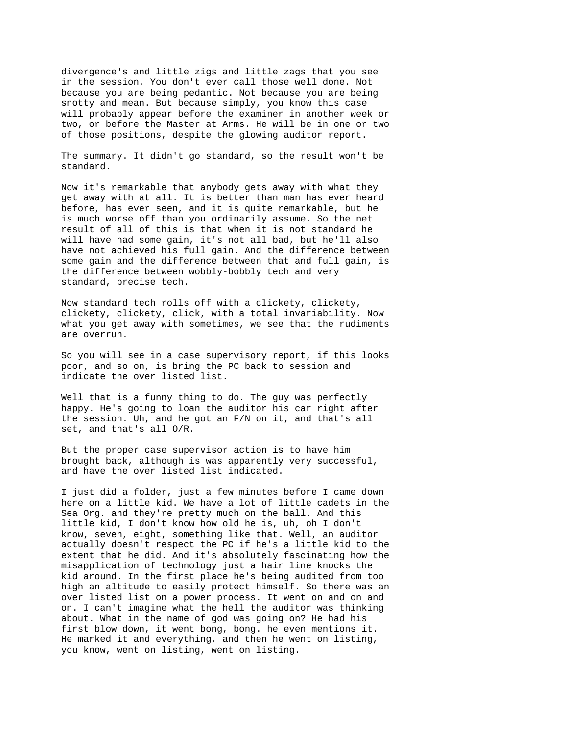divergence's and little zigs and little zags that you see in the session. You don't ever call those well done. Not because you are being pedantic. Not because you are being snotty and mean. But because simply, you know this case will probably appear before the examiner in another week or two, or before the Master at Arms. He will be in one or two of those positions, despite the glowing auditor report.

The summary. It didn't go standard, so the result won't be standard.

Now it's remarkable that anybody gets away with what they get away with at all. It is better than man has ever heard before, has ever seen, and it is quite remarkable, but he is much worse off than you ordinarily assume. So the net result of all of this is that when it is not standard he will have had some gain, it's not all bad, but he'll also have not achieved his full gain. And the difference between some gain and the difference between that and full gain, is the difference between wobbly-bobbly tech and very standard, precise tech.

Now standard tech rolls off with a clickety, clickety, clickety, clickety, click, with a total invariability. Now what you get away with sometimes, we see that the rudiments are overrun.

So you will see in a case supervisory report, if this looks poor, and so on, is bring the PC back to session and indicate the over listed list.

Well that is a funny thing to do. The guy was perfectly happy. He's going to loan the auditor his car right after the session. Uh, and he got an F/N on it, and that's all set, and that's all O/R.

But the proper case supervisor action is to have him brought back, although is was apparently very successful, and have the over listed list indicated.

I just did a folder, just a few minutes before I came down here on a little kid. We have a lot of little cadets in the Sea Org. and they're pretty much on the ball. And this little kid, I don't know how old he is, uh, oh I don't know, seven, eight, something like that. Well, an auditor actually doesn't respect the PC if he's a little kid to the extent that he did. And it's absolutely fascinating how the misapplication of technology just a hair line knocks the kid around. In the first place he's being audited from too high an altitude to easily protect himself. So there was an over listed list on a power process. It went on and on and on. I can't imagine what the hell the auditor was thinking about. What in the name of god was going on? He had his first blow down, it went bong, bong. he even mentions it. He marked it and everything, and then he went on listing, you know, went on listing, went on listing.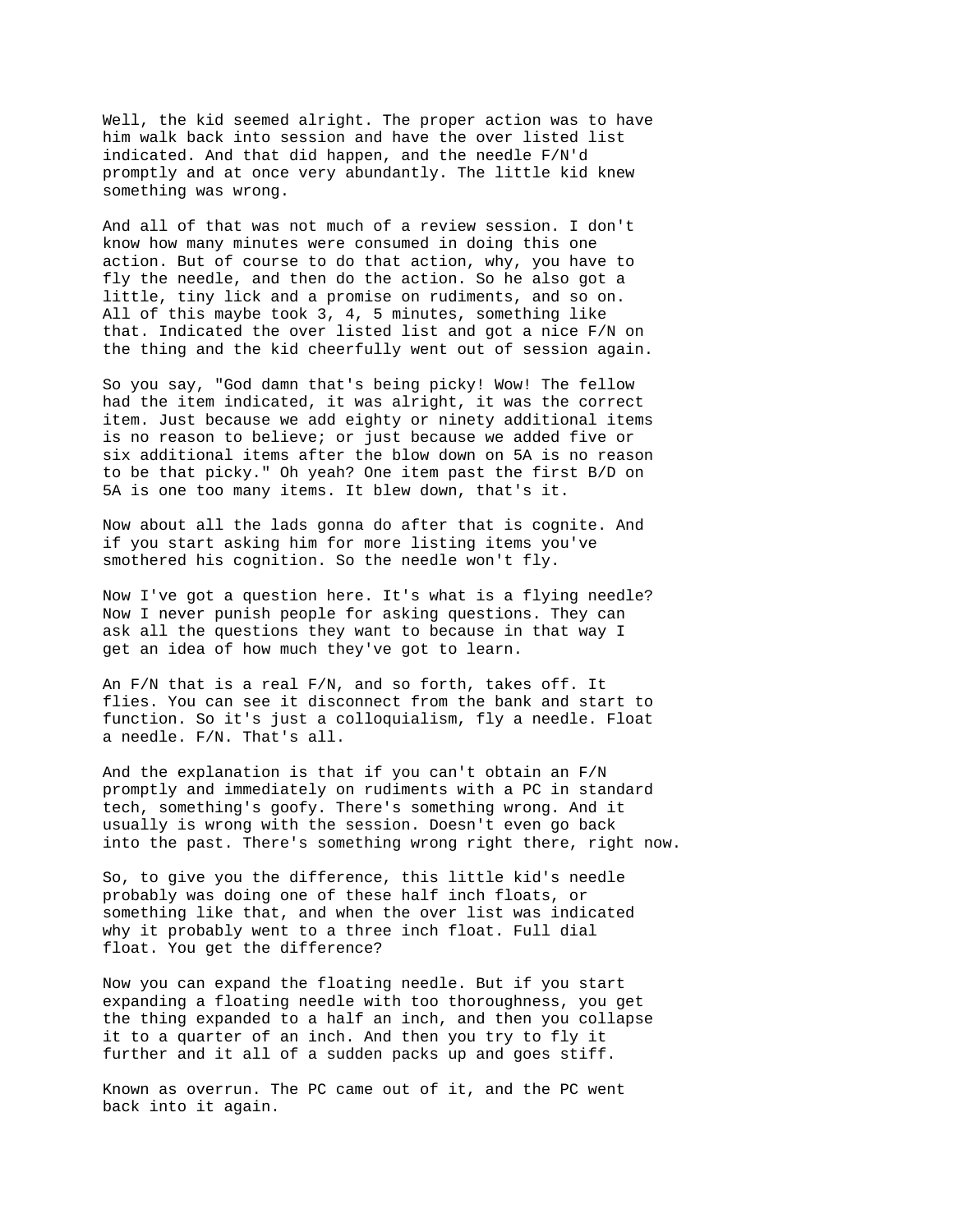Well, the kid seemed alright. The proper action was to have him walk back into session and have the over listed list indicated. And that did happen, and the needle F/N'd promptly and at once very abundantly. The little kid knew something was wrong.

And all of that was not much of a review session. I don't know how many minutes were consumed in doing this one action. But of course to do that action, why, you have to fly the needle, and then do the action. So he also got a little, tiny lick and a promise on rudiments, and so on. All of this maybe took 3, 4, 5 minutes, something like that. Indicated the over listed list and got a nice F/N on the thing and the kid cheerfully went out of session again.

So you say, "God damn that's being picky! Wow! The fellow had the item indicated, it was alright, it was the correct item. Just because we add eighty or ninety additional items is no reason to believe; or just because we added five or six additional items after the blow down on 5A is no reason to be that picky." Oh yeah? One item past the first B/D on 5A is one too many items. It blew down, that's it.

Now about all the lads gonna do after that is cognite. And if you start asking him for more listing items you've smothered his cognition. So the needle won't fly.

Now I've got a question here. It's what is a flying needle? Now I never punish people for asking questions. They can ask all the questions they want to because in that way I get an idea of how much they've got to learn.

An F/N that is a real F/N, and so forth, takes off. It flies. You can see it disconnect from the bank and start to function. So it's just a colloquialism, fly a needle. Float a needle. F/N. That's all.

And the explanation is that if you can't obtain an F/N promptly and immediately on rudiments with a PC in standard tech, something's goofy. There's something wrong. And it usually is wrong with the session. Doesn't even go back into the past. There's something wrong right there, right now.

So, to give you the difference, this little kid's needle probably was doing one of these half inch floats, or something like that, and when the over list was indicated why it probably went to a three inch float. Full dial float. You get the difference?

Now you can expand the floating needle. But if you start expanding a floating needle with too thoroughness, you get the thing expanded to a half an inch, and then you collapse it to a quarter of an inch. And then you try to fly it further and it all of a sudden packs up and goes stiff.

Known as overrun. The PC came out of it, and the PC went back into it again.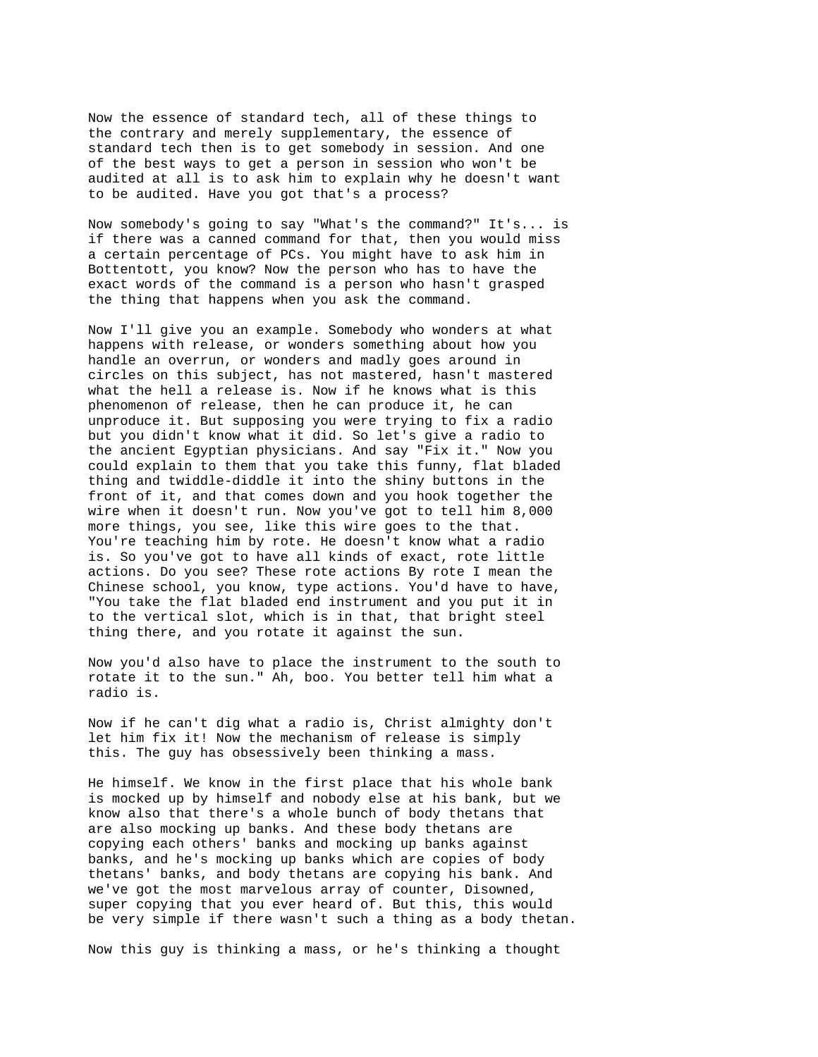Now the essence of standard tech, all of these things to the contrary and merely supplementary, the essence of standard tech then is to get somebody in session. And one of the best ways to get a person in session who won't be audited at all is to ask him to explain why he doesn't want to be audited. Have you got that's a process?

Now somebody's going to say "What's the command?" It's... is if there was a canned command for that, then you would miss a certain percentage of PCs. You might have to ask him in Bottentott, you know? Now the person who has to have the exact words of the command is a person who hasn't grasped the thing that happens when you ask the command.

Now I'll give you an example. Somebody who wonders at what happens with release, or wonders something about how you handle an overrun, or wonders and madly goes around in circles on this subject, has not mastered, hasn't mastered what the hell a release is. Now if he knows what is this phenomenon of release, then he can produce it, he can unproduce it. But supposing you were trying to fix a radio but you didn't know what it did. So let's give a radio to the ancient Egyptian physicians. And say "Fix it." Now you could explain to them that you take this funny, flat bladed thing and twiddle-diddle it into the shiny buttons in the front of it, and that comes down and you hook together the wire when it doesn't run. Now you've got to tell him 8,000 more things, you see, like this wire goes to the that. You're teaching him by rote. He doesn't know what a radio is. So you've got to have all kinds of exact, rote little actions. Do you see? These rote actions By rote I mean the Chinese school, you know, type actions. You'd have to have, "You take the flat bladed end instrument and you put it in to the vertical slot, which is in that, that bright steel thing there, and you rotate it against the sun.

Now you'd also have to place the instrument to the south to rotate it to the sun." Ah, boo. You better tell him what a radio is.

Now if he can't dig what a radio is, Christ almighty don't let him fix it! Now the mechanism of release is simply this. The guy has obsessively been thinking a mass.

He himself. We know in the first place that his whole bank is mocked up by himself and nobody else at his bank, but we know also that there's a whole bunch of body thetans that are also mocking up banks. And these body thetans are copying each others' banks and mocking up banks against banks, and he's mocking up banks which are copies of body thetans' banks, and body thetans are copying his bank. And we've got the most marvelous array of counter, Disowned, super copying that you ever heard of. But this, this would be very simple if there wasn't such a thing as a body thetan.

Now this guy is thinking a mass, or he's thinking a thought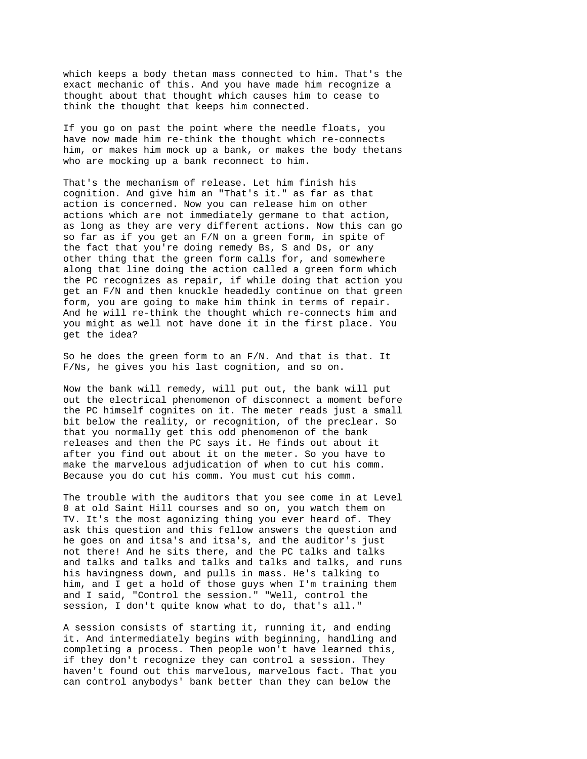which keeps a body thetan mass connected to him. That's the exact mechanic of this. And you have made him recognize a thought about that thought which causes him to cease to think the thought that keeps him connected.

If you go on past the point where the needle floats, you have now made him re-think the thought which re-connects him, or makes him mock up a bank, or makes the body thetans who are mocking up a bank reconnect to him.

That's the mechanism of release. Let him finish his cognition. And give him an "That's it." as far as that action is concerned. Now you can release him on other actions which are not immediately germane to that action, as long as they are very different actions. Now this can go so far as if you get an F/N on a green form, in spite of the fact that you're doing remedy Bs, S and Ds, or any other thing that the green form calls for, and somewhere along that line doing the action called a green form which the PC recognizes as repair, if while doing that action you get an F/N and then knuckle headedly continue on that green form, you are going to make him think in terms of repair. And he will re-think the thought which re-connects him and you might as well not have done it in the first place. You get the idea?

So he does the green form to an F/N. And that is that. It F/Ns, he gives you his last cognition, and so on.

Now the bank will remedy, will put out, the bank will put out the electrical phenomenon of disconnect a moment before the PC himself cognites on it. The meter reads just a small bit below the reality, or recognition, of the preclear. So that you normally get this odd phenomenon of the bank releases and then the PC says it. He finds out about it after you find out about it on the meter. So you have to make the marvelous adjudication of when to cut his comm. Because you do cut his comm. You must cut his comm.

The trouble with the auditors that you see come in at Level 0 at old Saint Hill courses and so on, you watch them on TV. It's the most agonizing thing you ever heard of. They ask this question and this fellow answers the question and he goes on and itsa's and itsa's, and the auditor's just not there! And he sits there, and the PC talks and talks and talks and talks and talks and talks and talks, and runs his havingness down, and pulls in mass. He's talking to him, and I get a hold of those guys when I'm training them and I said, "Control the session." "Well, control the session, I don't quite know what to do, that's all."

A session consists of starting it, running it, and ending it. And intermediately begins with beginning, handling and completing a process. Then people won't have learned this, if they don't recognize they can control a session. They haven't found out this marvelous, marvelous fact. That you can control anybodys' bank better than they can below the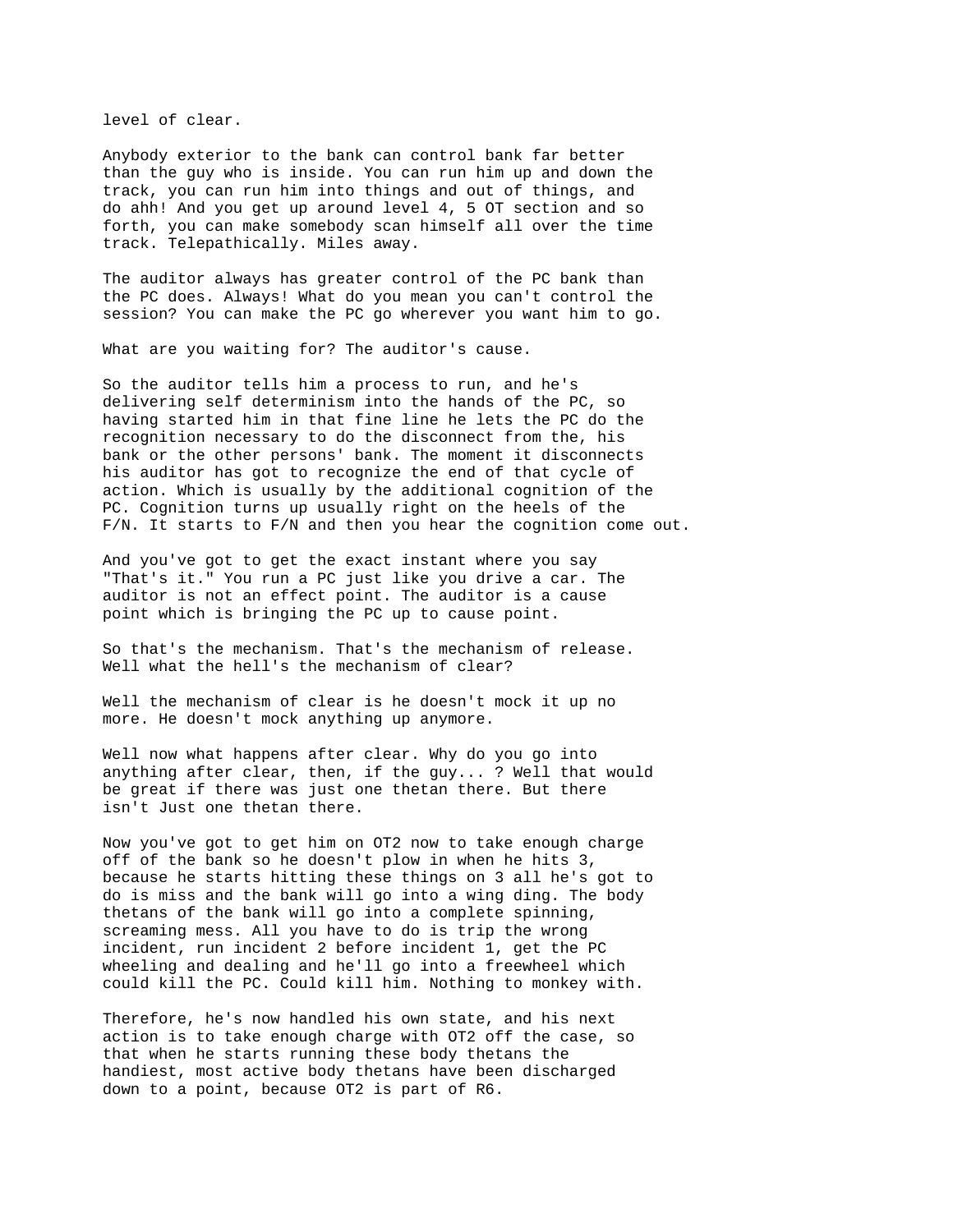level of clear.

Anybody exterior to the bank can control bank far better than the guy who is inside. You can run him up and down the track, you can run him into things and out of things, and do ahh! And you get up around level 4, 5 OT section and so forth, you can make somebody scan himself all over the time track. Telepathically. Miles away.

The auditor always has greater control of the PC bank than the PC does. Always! What do you mean you can't control the session? You can make the PC go wherever you want him to go.

What are you waiting for? The auditor's cause.

So the auditor tells him a process to run, and he's delivering self determinism into the hands of the PC, so having started him in that fine line he lets the PC do the recognition necessary to do the disconnect from the, his bank or the other persons' bank. The moment it disconnects his auditor has got to recognize the end of that cycle of action. Which is usually by the additional cognition of the PC. Cognition turns up usually right on the heels of the F/N. It starts to F/N and then you hear the cognition come out.

And you've got to get the exact instant where you say "That's it." You run a PC just like you drive a car. The auditor is not an effect point. The auditor is a cause point which is bringing the PC up to cause point.

So that's the mechanism. That's the mechanism of release. Well what the hell's the mechanism of clear?

Well the mechanism of clear is he doesn't mock it up no more. He doesn't mock anything up anymore.

Well now what happens after clear. Why do you go into anything after clear, then, if the guy... ? Well that would be great if there was just one thetan there. But there isn't Just one thetan there.

Now you've got to get him on OT2 now to take enough charge off of the bank so he doesn't plow in when he hits 3, because he starts hitting these things on 3 all he's got to do is miss and the bank will go into a wing ding. The body thetans of the bank will go into a complete spinning, screaming mess. All you have to do is trip the wrong incident, run incident 2 before incident 1, get the PC wheeling and dealing and he'll go into a freewheel which could kill the PC. Could kill him. Nothing to monkey with.

Therefore, he's now handled his own state, and his next action is to take enough charge with OT2 off the case, so that when he starts running these body thetans the handiest, most active body thetans have been discharged down to a point, because OT2 is part of R6.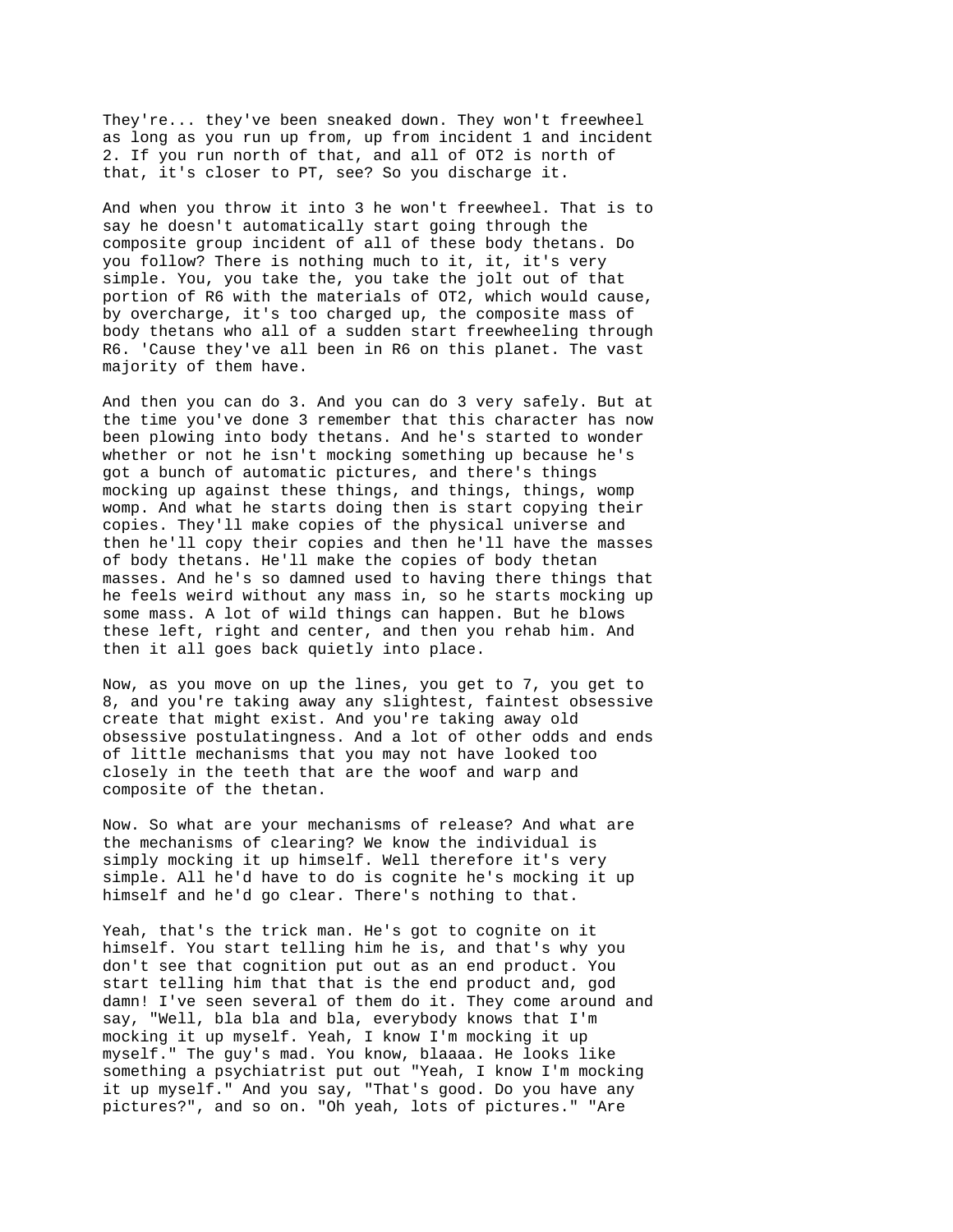They're... they've been sneaked down. They won't freewheel as long as you run up from, up from incident 1 and incident 2. If you run north of that, and all of OT2 is north of that, it's closer to PT, see? So you discharge it.

And when you throw it into 3 he won't freewheel. That is to say he doesn't automatically start going through the composite group incident of all of these body thetans. Do you follow? There is nothing much to it, it, it's very simple. You, you take the, you take the jolt out of that portion of R6 with the materials of OT2, which would cause, by overcharge, it's too charged up, the composite mass of body thetans who all of a sudden start freewheeling through R6. 'Cause they've all been in R6 on this planet. The vast majority of them have.

And then you can do 3. And you can do 3 very safely. But at the time you've done 3 remember that this character has now been plowing into body thetans. And he's started to wonder whether or not he isn't mocking something up because he's got a bunch of automatic pictures, and there's things mocking up against these things, and things, things, womp womp. And what he starts doing then is start copying their copies. They'll make copies of the physical universe and then he'll copy their copies and then he'll have the masses of body thetans. He'll make the copies of body thetan masses. And he's so damned used to having there things that he feels weird without any mass in, so he starts mocking up some mass. A lot of wild things can happen. But he blows these left, right and center, and then you rehab him. And then it all goes back quietly into place.

Now, as you move on up the lines, you get to 7, you get to 8, and you're taking away any slightest, faintest obsessive create that might exist. And you're taking away old obsessive postulatingness. And a lot of other odds and ends of little mechanisms that you may not have looked too closely in the teeth that are the woof and warp and composite of the thetan.

Now. So what are your mechanisms of release? And what are the mechanisms of clearing? We know the individual is simply mocking it up himself. Well therefore it's very simple. All he'd have to do is cognite he's mocking it up himself and he'd go clear. There's nothing to that.

Yeah, that's the trick man. He's got to cognite on it himself. You start telling him he is, and that's why you don't see that cognition put out as an end product. You start telling him that that is the end product and, god damn! I've seen several of them do it. They come around and say, "Well, bla bla and bla, everybody knows that I'm mocking it up myself. Yeah, I know I'm mocking it up myself." The guy's mad. You know, blaaaa. He looks like something a psychiatrist put out "Yeah, I know I'm mocking it up myself." And you say, "That's good. Do you have any pictures?", and so on. "Oh yeah, lots of pictures." "Are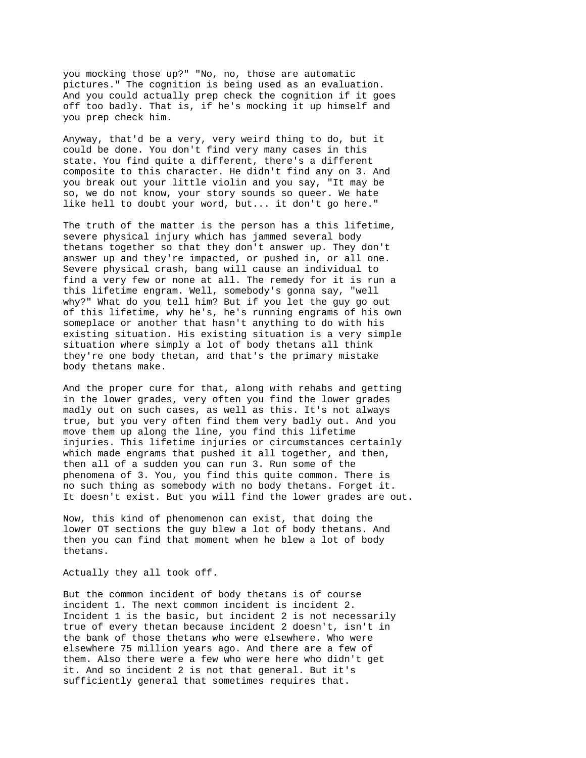you mocking those up?" "No, no, those are automatic pictures." The cognition is being used as an evaluation. And you could actually prep check the cognition if it goes off too badly. That is, if he's mocking it up himself and you prep check him.

Anyway, that'd be a very, very weird thing to do, but it could be done. You don't find very many cases in this state. You find quite a different, there's a different composite to this character. He didn't find any on 3. And you break out your little violin and you say, "It may be so, we do not know, your story sounds so queer. We hate like hell to doubt your word, but... it don't go here."

The truth of the matter is the person has a this lifetime, severe physical injury which has jammed several body thetans together so that they don't answer up. They don't answer up and they're impacted, or pushed in, or all one. Severe physical crash, bang will cause an individual to find a very few or none at all. The remedy for it is run a this lifetime engram. Well, somebody's gonna say, "well why?" What do you tell him? But if you let the guy go out of this lifetime, why he's, he's running engrams of his own someplace or another that hasn't anything to do with his existing situation. His existing situation is a very simple situation where simply a lot of body thetans all think they're one body thetan, and that's the primary mistake body thetans make.

And the proper cure for that, along with rehabs and getting in the lower grades, very often you find the lower grades madly out on such cases, as well as this. It's not always true, but you very often find them very badly out. And you move them up along the line, you find this lifetime injuries. This lifetime injuries or circumstances certainly which made engrams that pushed it all together, and then, then all of a sudden you can run 3. Run some of the phenomena of 3. You, you find this quite common. There is no such thing as somebody with no body thetans. Forget it. It doesn't exist. But you will find the lower grades are out.

Now, this kind of phenomenon can exist, that doing the lower OT sections the guy blew a lot of body thetans. And then you can find that moment when he blew a lot of body thetans.

Actually they all took off.

But the common incident of body thetans is of course incident 1. The next common incident is incident 2. Incident 1 is the basic, but incident 2 is not necessarily true of every thetan because incident 2 doesn't, isn't in the bank of those thetans who were elsewhere. Who were elsewhere 75 million years ago. And there are a few of them. Also there were a few who were here who didn't get it. And so incident 2 is not that general. But it's sufficiently general that sometimes requires that.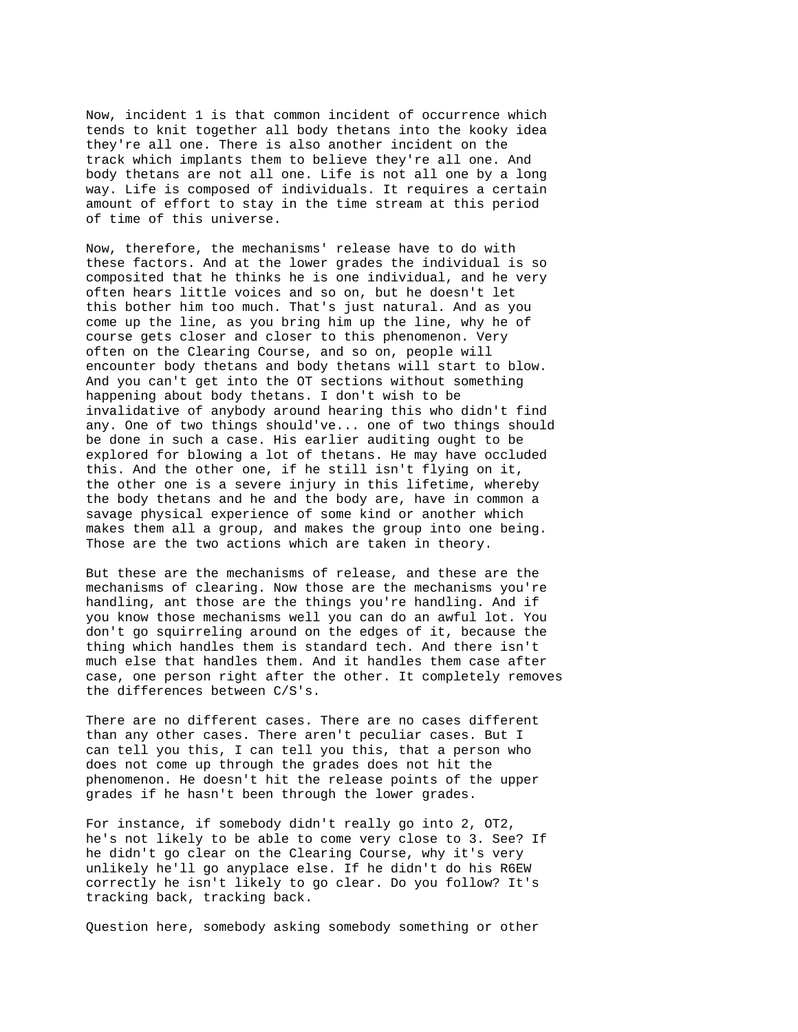Now, incident 1 is that common incident of occurrence which tends to knit together all body thetans into the kooky idea they're all one. There is also another incident on the track which implants them to believe they're all one. And body thetans are not all one. Life is not all one by a long way. Life is composed of individuals. It requires a certain amount of effort to stay in the time stream at this period of time of this universe.

Now, therefore, the mechanisms' release have to do with these factors. And at the lower grades the individual is so composited that he thinks he is one individual, and he very often hears little voices and so on, but he doesn't let this bother him too much. That's just natural. And as you come up the line, as you bring him up the line, why he of course gets closer and closer to this phenomenon. Very often on the Clearing Course, and so on, people will encounter body thetans and body thetans will start to blow. And you can't get into the OT sections without something happening about body thetans. I don't wish to be invalidative of anybody around hearing this who didn't find any. One of two things should've... one of two things should be done in such a case. His earlier auditing ought to be explored for blowing a lot of thetans. He may have occluded this. And the other one, if he still isn't flying on it, the other one is a severe injury in this lifetime, whereby the body thetans and he and the body are, have in common a savage physical experience of some kind or another which makes them all a group, and makes the group into one being. Those are the two actions which are taken in theory.

But these are the mechanisms of release, and these are the mechanisms of clearing. Now those are the mechanisms you're handling, ant those are the things you're handling. And if you know those mechanisms well you can do an awful lot. You don't go squirreling around on the edges of it, because the thing which handles them is standard tech. And there isn't much else that handles them. And it handles them case after case, one person right after the other. It completely removes the differences between C/S's.

There are no different cases. There are no cases different than any other cases. There aren't peculiar cases. But I can tell you this, I can tell you this, that a person who does not come up through the grades does not hit the phenomenon. He doesn't hit the release points of the upper grades if he hasn't been through the lower grades.

For instance, if somebody didn't really go into 2, OT2, he's not likely to be able to come very close to 3. See? If he didn't go clear on the Clearing Course, why it's very unlikely he'll go anyplace else. If he didn't do his R6EW correctly he isn't likely to go clear. Do you follow? It's tracking back, tracking back.

Question here, somebody asking somebody something or other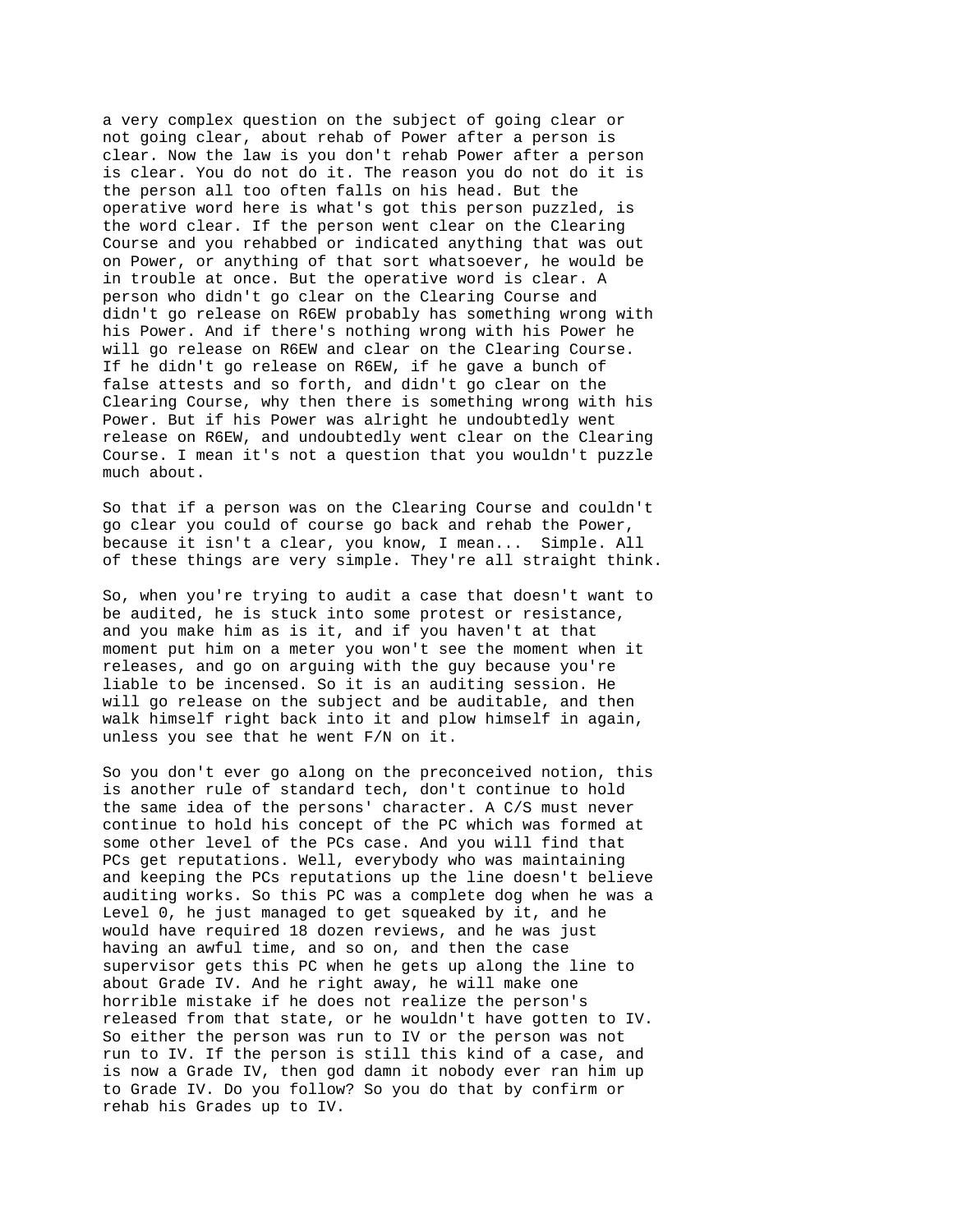a very complex question on the subject of going clear or not going clear, about rehab of Power after a person is clear. Now the law is you don't rehab Power after a person is clear. You do not do it. The reason you do not do it is the person all too often falls on his head. But the operative word here is what's got this person puzzled, is the word clear. If the person went clear on the Clearing Course and you rehabbed or indicated anything that was out on Power, or anything of that sort whatsoever, he would be in trouble at once. But the operative word is clear. A person who didn't go clear on the Clearing Course and didn't go release on R6EW probably has something wrong with his Power. And if there's nothing wrong with his Power he will go release on R6EW and clear on the Clearing Course. If he didn't go release on R6EW, if he gave a bunch of false attests and so forth, and didn't go clear on the Clearing Course, why then there is something wrong with his Power. But if his Power was alright he undoubtedly went release on R6EW, and undoubtedly went clear on the Clearing Course. I mean it's not a question that you wouldn't puzzle much about.

So that if a person was on the Clearing Course and couldn't go clear you could of course go back and rehab the Power, because it isn't a clear, you know, I mean... Simple. All of these things are very simple. They're all straight think.

So, when you're trying to audit a case that doesn't want to be audited, he is stuck into some protest or resistance, and you make him as is it, and if you haven't at that moment put him on a meter you won't see the moment when it releases, and go on arguing with the guy because you're liable to be incensed. So it is an auditing session. He will go release on the subject and be auditable, and then walk himself right back into it and plow himself in again, unless you see that he went F/N on it.

So you don't ever go along on the preconceived notion, this is another rule of standard tech, don't continue to hold the same idea of the persons' character. A C/S must never continue to hold his concept of the PC which was formed at some other level of the PCs case. And you will find that PCs get reputations. Well, everybody who was maintaining and keeping the PCs reputations up the line doesn't believe auditing works. So this PC was a complete dog when he was a Level 0, he just managed to get squeaked by it, and he would have required 18 dozen reviews, and he was just having an awful time, and so on, and then the case supervisor gets this PC when he gets up along the line to about Grade IV. And he right away, he will make one horrible mistake if he does not realize the person's released from that state, or he wouldn't have gotten to IV. So either the person was run to IV or the person was not run to IV. If the person is still this kind of a case, and is now a Grade IV, then god damn it nobody ever ran him up to Grade IV. Do you follow? So you do that by confirm or rehab his Grades up to IV.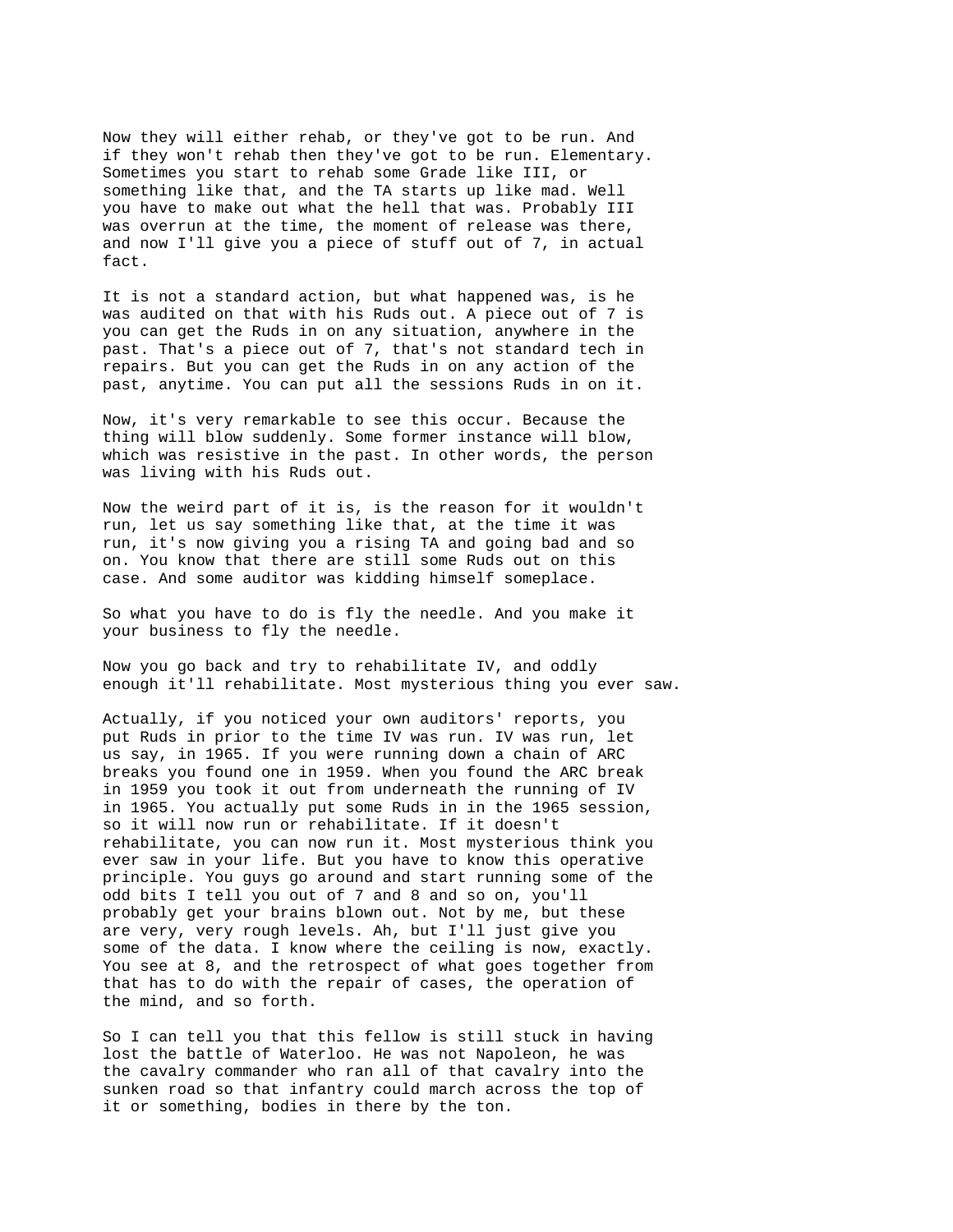Now they will either rehab, or they've got to be run. And if they won't rehab then they've got to be run. Elementary. Sometimes you start to rehab some Grade like III, or something like that, and the TA starts up like mad. Well you have to make out what the hell that was. Probably III was overrun at the time, the moment of release was there, and now I'll give you a piece of stuff out of 7, in actual fact.

It is not a standard action, but what happened was, is he was audited on that with his Ruds out. A piece out of 7 is you can get the Ruds in on any situation, anywhere in the past. That's a piece out of 7, that's not standard tech in repairs. But you can get the Ruds in on any action of the past, anytime. You can put all the sessions Ruds in on it.

Now, it's very remarkable to see this occur. Because the thing will blow suddenly. Some former instance will blow, which was resistive in the past. In other words, the person was living with his Ruds out.

Now the weird part of it is, is the reason for it wouldn't run, let us say something like that, at the time it was run, it's now giving you a rising TA and going bad and so on. You know that there are still some Ruds out on this case. And some auditor was kidding himself someplace.

So what you have to do is fly the needle. And you make it your business to fly the needle.

Now you go back and try to rehabilitate IV, and oddly enough it'll rehabilitate. Most mysterious thing you ever saw.

Actually, if you noticed your own auditors' reports, you put Ruds in prior to the time IV was run. IV was run, let us say, in 1965. If you were running down a chain of ARC breaks you found one in 1959. When you found the ARC break in 1959 you took it out from underneath the running of IV in 1965. You actually put some Ruds in in the 1965 session, so it will now run or rehabilitate. If it doesn't rehabilitate, you can now run it. Most mysterious think you ever saw in your life. But you have to know this operative principle. You guys go around and start running some of the odd bits I tell you out of 7 and 8 and so on, you'll probably get your brains blown out. Not by me, but these are very, very rough levels. Ah, but I'll just give you some of the data. I know where the ceiling is now, exactly. You see at 8, and the retrospect of what goes together from that has to do with the repair of cases, the operation of the mind, and so forth.

So I can tell you that this fellow is still stuck in having lost the battle of Waterloo. He was not Napoleon, he was the cavalry commander who ran all of that cavalry into the sunken road so that infantry could march across the top of it or something, bodies in there by the ton.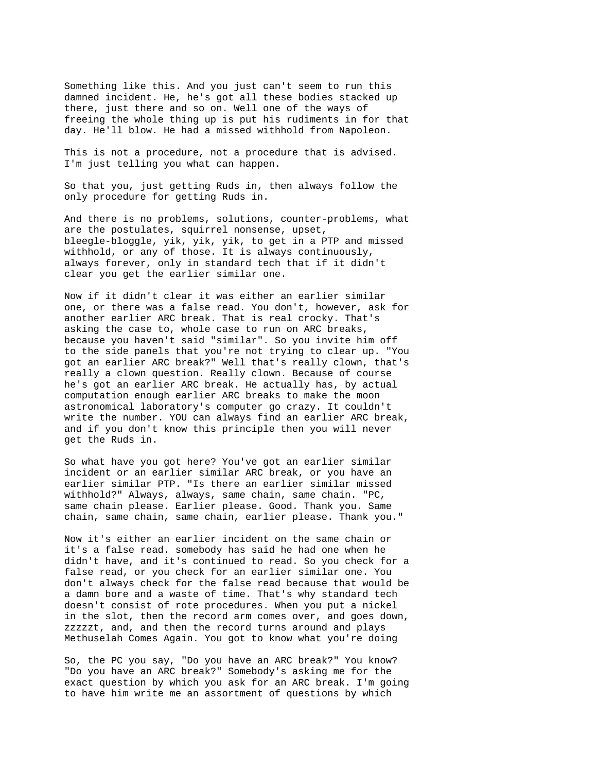Something like this. And you just can't seem to run this damned incident. He, he's got all these bodies stacked up there, just there and so on. Well one of the ways of freeing the whole thing up is put his rudiments in for that day. He'll blow. He had a missed withhold from Napoleon.

This is not a procedure, not a procedure that is advised. I'm just telling you what can happen.

So that you, just getting Ruds in, then always follow the only procedure for getting Ruds in.

And there is no problems, solutions, counter-problems, what are the postulates, squirrel nonsense, upset, bleegle-bloggle, yik, yik, yik, to get in a PTP and missed withhold, or any of those. It is always continuously, always forever, only in standard tech that if it didn't clear you get the earlier similar one.

Now if it didn't clear it was either an earlier similar one, or there was a false read. You don't, however, ask for another earlier ARC break. That is real crocky. That's asking the case to, whole case to run on ARC breaks, because you haven't said "similar". So you invite him off to the side panels that you're not trying to clear up. "You got an earlier ARC break?" Well that's really clown, that's really a clown question. Really clown. Because of course he's got an earlier ARC break. He actually has, by actual computation enough earlier ARC breaks to make the moon astronomical laboratory's computer go crazy. It couldn't write the number. YOU can always find an earlier ARC break, and if you don't know this principle then you will never get the Ruds in.

So what have you got here? You've got an earlier similar incident or an earlier similar ARC break, or you have an earlier similar PTP. "Is there an earlier similar missed withold?" Always, always, same chain, same chain. "PC, same chain please. Earlier please. Good. Thank you. Same chain, same chain, same chain, earlier please. Thank you."

Now it's either an earlier incident on the same chain or it's a false read. somebody has said he had one when he didn't have, and it's continued to read. So you check for a false read, or you check for an earlier similar one. You don't always check for the false read because that would be a damn bore and a waste of time. That's why standard tech doesn't consist of rote procedures. When you put a nickel in the slot, then the record arm comes over, and goes down, zzzzzt, and, and then the record turns around and plays Methuselah Comes Again. You got to know what you're doing

So, the PC you say, "Do you have an ARC break?" You know? "Do you have an ARC break?" Somebody's asking me for the exact question by which you ask for an ARC break. I'm going to have him write me an assortment of questions by which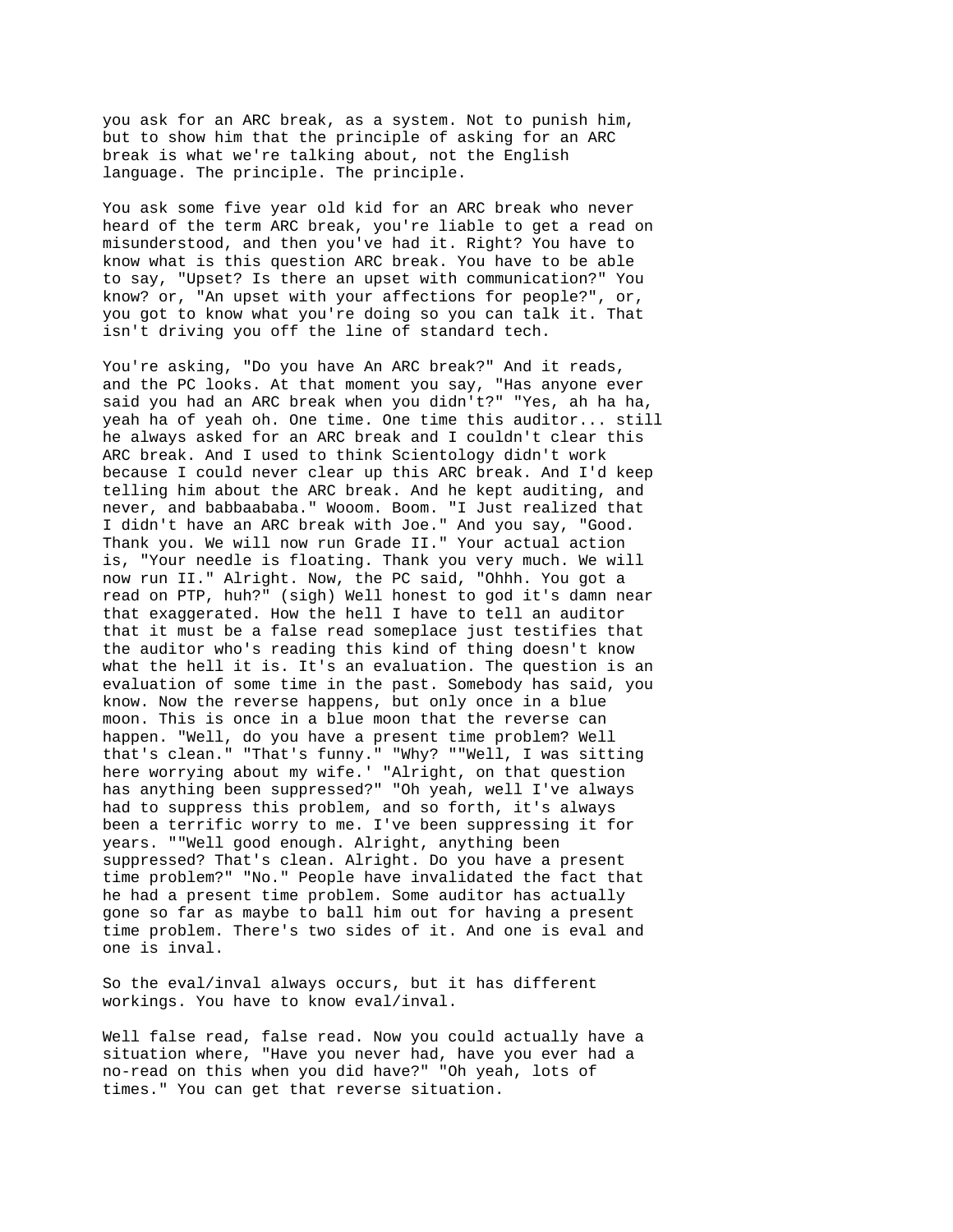you ask for an ARC break, as a system. Not to punish him, but to show him that the principle of asking for an ARC break is what we're talking about, not the English language. The principle. The principle.

You ask some five year old kid for an ARC break who never heard of the term ARC break, you're liable to get a read on misunderstood, and then you've had it. Right? You have to know what is this question ARC break. You have to be able to say, "Upset? Is there an upset with communication?" You know? or, "An upset with your affections for people?", or, you got to know what you're doing so you can talk it. That isn't driving you off the line of standard tech.

You're asking, "Do you have An ARC break?" And it reads, and the PC looks. At that moment you say, "Has anyone ever said you had an ARC break when you didn't?" "Yes, ah ha ha, yeah ha of yeah oh. One time. One time this auditor... still he always asked for an ARC break and I couldn't clear this ARC break. And I used to think Scientology didn't work because I could never clear up this ARC break. And I'd keep telling him about the ARC break. And he kept auditing, and never, and babbaababa." Wooom. Boom. "I Just realized that I didn't have an ARC break with Joe." And you say, "Good. Thank you. We will now run Grade II." Your actual action is, "Your needle is floating. Thank you very much. We will now run II." Alright. Now, the PC said, "Ohhh. You got a read on PTP, huh?" (sigh) Well honest to god it's damn near that exaggerated. How the hell I have to tell an auditor that it must be a false read someplace just testifies that the auditor who's reading this kind of thing doesn't know what the hell it is. It's an evaluation. The question is an evaluation of some time in the past. Somebody has said, you know. Now the reverse happens, but only once in a blue moon. This is once in a blue moon that the reverse can happen. "Well, do you have a present time problem? Well that's clean." "That's funny." "Why? ""Well, I was sitting here worrying about my wife.' "Alright, on that question has anything been suppressed?" "Oh yeah, well I've always had to suppress this problem, and so forth, it's always been a terrific worry to me. I've been suppressing it for years. ""Well good enough. Alright, anything been suppressed? That's clean. Alright. Do you have a present time problem?" "No." People have invalidated the fact that he had a present time problem. Some auditor has actually gone so far as maybe to ball him out for having a present time problem. There's two sides of it. And one is eval and one is inval.

So the eval/inval always occurs, but it has different workings. You have to know eval/inval.

Well false read, false read. Now you could actually have a situation where, "Have you never had, have you ever had a no-read on this when you did have?" "Oh yeah, lots of times." You can get that reverse situation.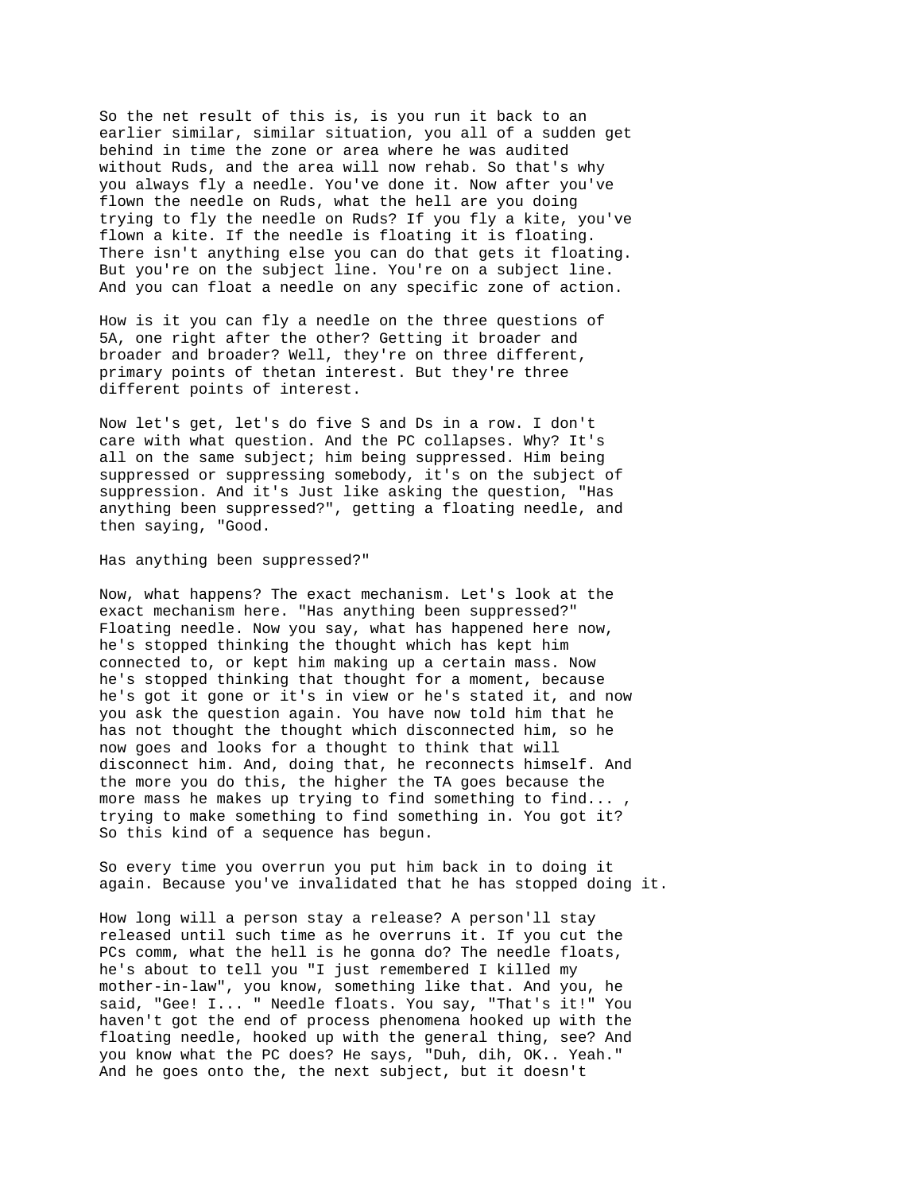So the net result of this is, is you run it back to an earlier similar, similar situation, you all of a sudden get behind in time the zone or area where he was audited without Ruds, and the area will now rehab. So that's why you always fly a needle. You've done it. Now after you've flown the needle on Ruds, what the hell are you doing trying to fly the needle on Ruds? If you fly a kite, you've flown a kite. If the needle is floating it is floating. There isn't anything else you can do that gets it floating. But you're on the subject line. You're on a subject line. And you can float a needle on any specific zone of action.

How is it you can fly a needle on the three questions of 5A, one right after the other? Getting it broader and broader and broader? Well, they're on three different, primary points of thetan interest. But they're three different points of interest.

Now let's get, let's do five S and Ds in a row. I don't care with what question. And the PC collapses. Why? It's all on the same subject; him being suppressed. Him being suppressed or suppressing somebody, it's on the subject of suppression. And it's Just like asking the question, "Has anything been suppressed?", getting a floating needle, and then saying, "Good.

Has anything been suppressed?"

Now, what happens? The exact mechanism. Let's look at the exact mechanism here. "Has anything been suppressed?" Floating needle. Now you say, what has happened here now, he's stopped thinking the thought which has kept him connected to, or kept him making up a certain mass. Now he's stopped thinking that thought for a moment, because he's got it gone or it's in view or he's stated it, and now you ask the question again. You have now told him that he has not thought the thought which disconnected him, so he now goes and looks for a thought to think that will disconnect him. And, doing that, he reconnects himself. And the more you do this, the higher the TA goes because the more mass he makes up trying to find something to find... , trying to make something to find something in. You got it? So this kind of a sequence has begun.

So every time you overrun you put him back in to doing it again. Because you've invalidated that he has stopped doing it.

How long will a person stay a release? A person'll stay released until such time as he overruns it. If you cut the PCs comm, what the hell is he gonna do? The needle floats, he's about to tell you "I just remembered I killed my mother-in-law", you know, something like that. And you, he said, "Gee! I... " Needle floats. You say, "That's it!" You haven't got the end of process phenomena hooked up with the floating needle, hooked up with the general thing, see? And you know what the PC does? He says, "Duh, dih, OK.. Yeah." And he goes onto the, the next subject, but it doesn't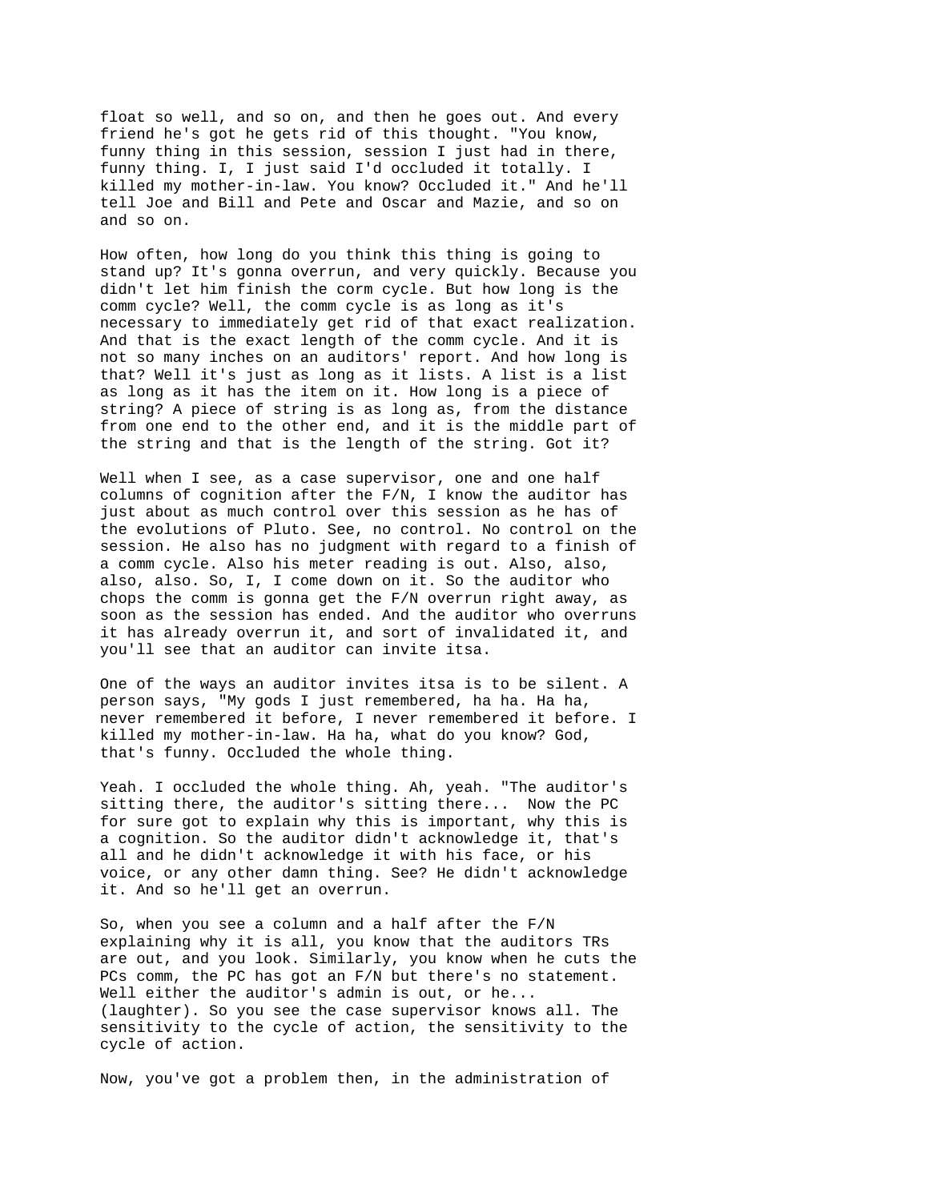float so well, and so on, and then he goes out. And every friend he's got he gets rid of this thought. "You know, funny thing in this session, session I just had in there, funny thing. I, I just said I'd occluded it totally. I killed my mother-in-law. You know? Occluded it." And he'll tell Joe and Bill and Pete and Oscar and Mazie, and so on and so on.

How often, how long do you think this thing is going to stand up? It's gonna overrun, and very quickly. Because you didn't let him finish the corm cycle. But how long is the comm cycle? Well, the comm cycle is as long as it's necessary to immediately get rid of that exact realization. And that is the exact length of the comm cycle. And it is not so many inches on an auditors' report. And how long is that? Well it's just as long as it lists. A list is a list as long as it has the item on it. How long is a piece of string? A piece of string is as long as, from the distance from one end to the other end, and it is the middle part of the string and that is the length of the string. Got it?

Well when I see, as a case supervisor, one and one half columns of cognition after the F/N, I know the auditor has just about as much control over this session as he has of the evolutions of Pluto. See, no control. No control on the session. He also has no judgment with regard to a finish of a comm cycle. Also his meter reading is out. Also, also, also, also. So, I, I come down on it. So the auditor who chops the comm is gonna get the F/N overrun right away, as soon as the session has ended. And the auditor who overruns it has already overrun it, and sort of invalidated it, and you'll see that an auditor can invite itsa.

One of the ways an auditor invites itsa is to be silent. A person says, "My gods I just remembered, ha ha. Ha ha, never remembered it before, I never remembered it before. I killed my mother-in-law. Ha ha, what do you know? God, that's funny. Occluded the whole thing.

Yeah. I occluded the whole thing. Ah, yeah. "The auditor's sitting there, the auditor's sitting there... Now the PC for sure got to explain why this is important, why this is a cognition. So the auditor didn't acknowledge it, that's all and he didn't acknowledge it with his face, or his voice, or any other damn thing. See? He didn't acknowledge it. And so he'll get an overrun.

So, when you see a column and a half after the F/N explaining why it is all, you know that the auditors TRs are out, and you look. Similarly, you know when he cuts the PCs comm, the PC has got an F/N but there's no statement. Well either the auditor's admin is out, or he... (laughter). So you see the case supervisor knows all. The sensitivity to the cycle of action, the sensitivity to the cycle of action.

Now, you've got a problem then, in the administration of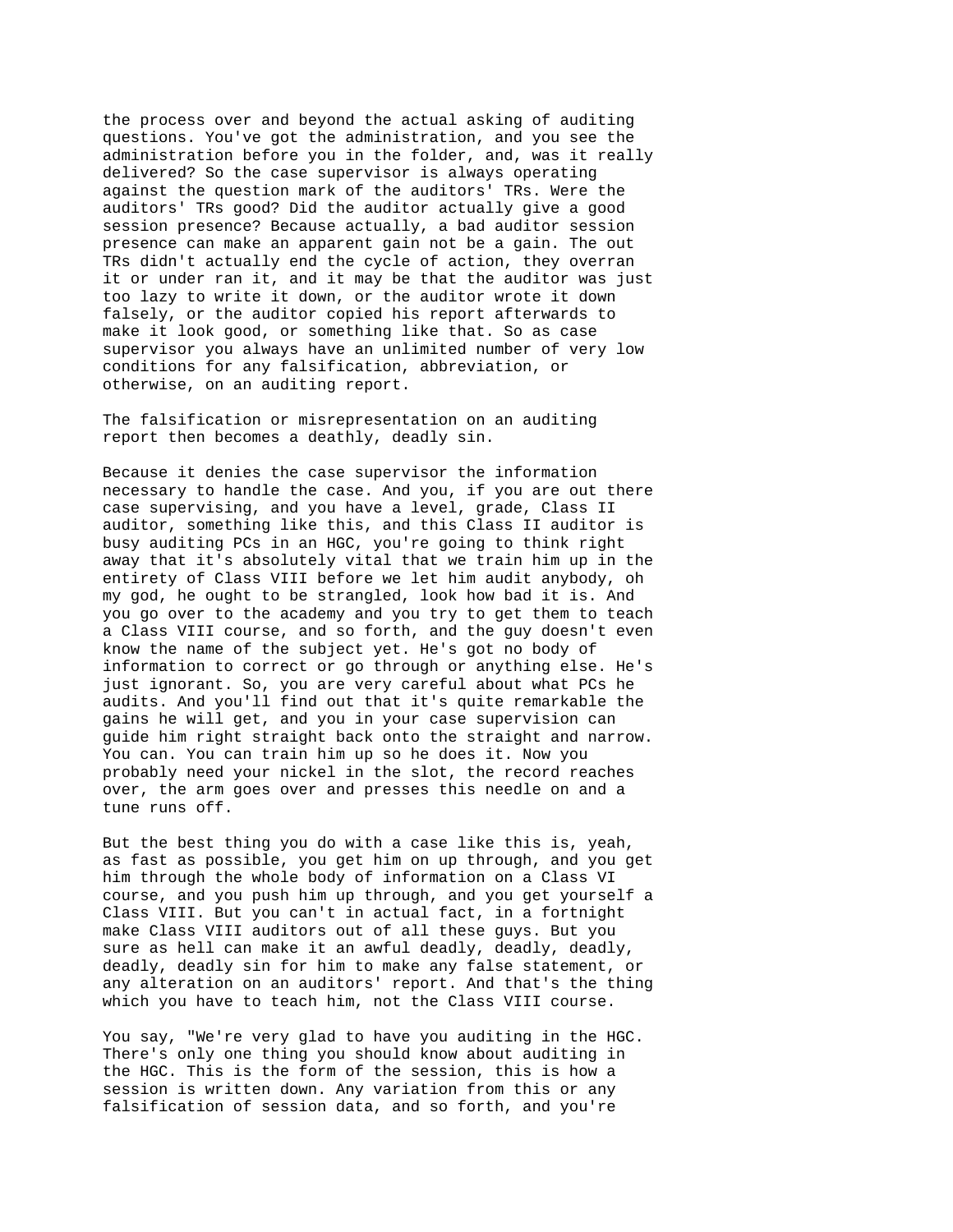the process over and beyond the actual asking of auditing questions. You've got the administration, and you see the administration before you in the folder, and, was it really delivered? So the case supervisor is always operating against the question mark of the auditors' TRs. Were the auditors' TRs good? Did the auditor actually give a good session presence? Because actually, a bad auditor session presence can make an apparent gain not be a gain. The out TRs didn't actually end the cycle of action, they overran it or under ran it, and it may be that the auditor was just too lazy to write it down, or the auditor wrote it down falsely, or the auditor copied his report afterwards to make it look good, or something like that. So as case supervisor you always have an unlimited number of very low conditions for any falsification, abbreviation, or otherwise, on an auditing report.

The falsification or misrepresentation on an auditing report then becomes a deathly, deadly sin.

Because it denies the case supervisor the information necessary to handle the case. And you, if you are out there case supervising, and you have a level, grade, Class II auditor, something like this, and this Class II auditor is busy auditing PCs in an HGC, you're going to think right away that it's absolutely vital that we train him up in the entirety of Class VIII before we let him audit anybody, oh my god, he ought to be strangled, look how bad it is. And you go over to the academy and you try to get them to teach a Class VIII course, and so forth, and the guy doesn't even know the name of the subject yet. He's got no body of information to correct or go through or anything else. He's just ignorant. So, you are very careful about what PCs he audits. And you'll find out that it's quite remarkable the gains he will get, and you in your case supervision can guide him right straight back onto the straight and narrow. You can. You can train him up so he does it. Now you probably need your nickel in the slot, the record reaches over, the arm goes over and presses this needle on and a tune runs off.

But the best thing you do with a case like this is, yeah, as fast as possible, you get him on up through, and you get him through the whole body of information on a Class VI course, and you push him up through, and you get yourself a Class VIII. But you can't in actual fact, in a fortnight make Class VIII auditors out of all these guys. But you sure as hell can make it an awful deadly, deadly, deadly, deadly, deadly sin for him to make any false statement, or any alteration on an auditors' report. And that's the thing which you have to teach him, not the Class VIII course.

You say, "We're very glad to have you auditing in the HGC. There's only one thing you should know about auditing in the HGC. This is the form of the session, this is how a session is written down. Any variation from this or any falsification of session data, and so forth, and you're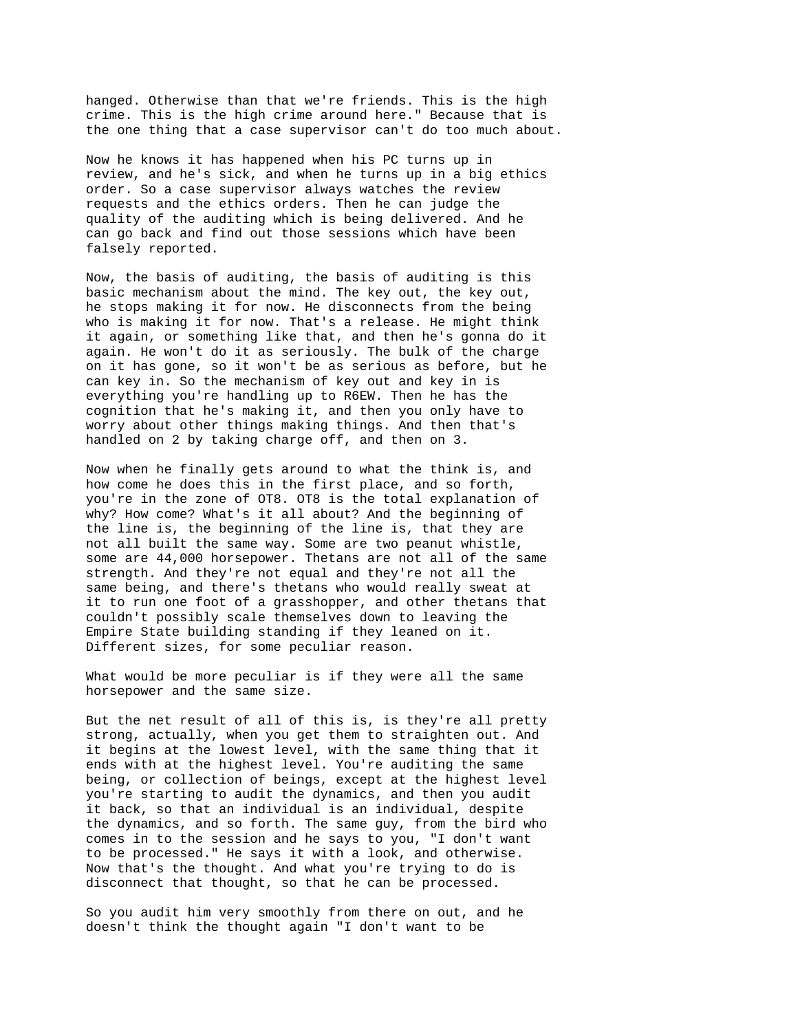hanged. Otherwise than that we're friends. This is the high crime. This is the high crime around here." Because that is the one thing that a case supervisor can't do too much about.

Now he knows it has happened when his PC turns up in review, and he's sick, and when he turns up in a big ethics order. So a case supervisor always watches the review requests and the ethics orders. Then he can judge the quality of the auditing which is being delivered. And he can go back and find out those sessions which have been falsely reported.

Now, the basis of auditing, the basis of auditing is this basic mechanism about the mind. The key out, the key out, he stops making it for now. He disconnects from the being who is making it for now. That's a release. He might think it again, or something like that, and then he's gonna do it again. He won't do it as seriously. The bulk of the charge on it has gone, so it won't be as serious as before, but he can key in. So the mechanism of key out and key in is everything you're handling up to R6EW. Then he has the cognition that he's making it, and then you only have to worry about other things making things. And then that's handled on 2 by taking charge off, and then on 3.

Now when he finally gets around to what the think is, and how come he does this in the first place, and so forth, you're in the zone of OT8. OT8 is the total explanation of why? How come? What's it all about? And the beginning of the line is, the beginning of the line is, that they are not all built the same way. Some are two peanut whistle, some are 44,000 horsepower. Thetans are not all of the same strength. And they're not equal and they're not all the same being, and there's thetans who would really sweat at it to run one foot of a grasshopper, and other thetans that couldn't possibly scale themselves down to leaving the Empire State building standing if they leaned on it. Different sizes, for some peculiar reason.

What would be more peculiar is if they were all the same horsepower and the same size.

But the net result of all of this is, is they're all pretty strong, actually, when you get them to straighten out. And it begins at the lowest level, with the same thing that it ends with at the highest level. You're auditing the same being, or collection of beings, except at the highest level you're starting to audit the dynamics, and then you audit it back, so that an individual is an individual, despite the dynamics, and so forth. The same guy, from the bird who comes in to the session and he says to you, "I don't want to be processed." He says it with a look, and otherwise. Now that's the thought. And what you're trying to do is disconnect that thought, so that he can be processed.

So you audit him very smoothly from there on out, and he doesn't think the thought again "I don't want to be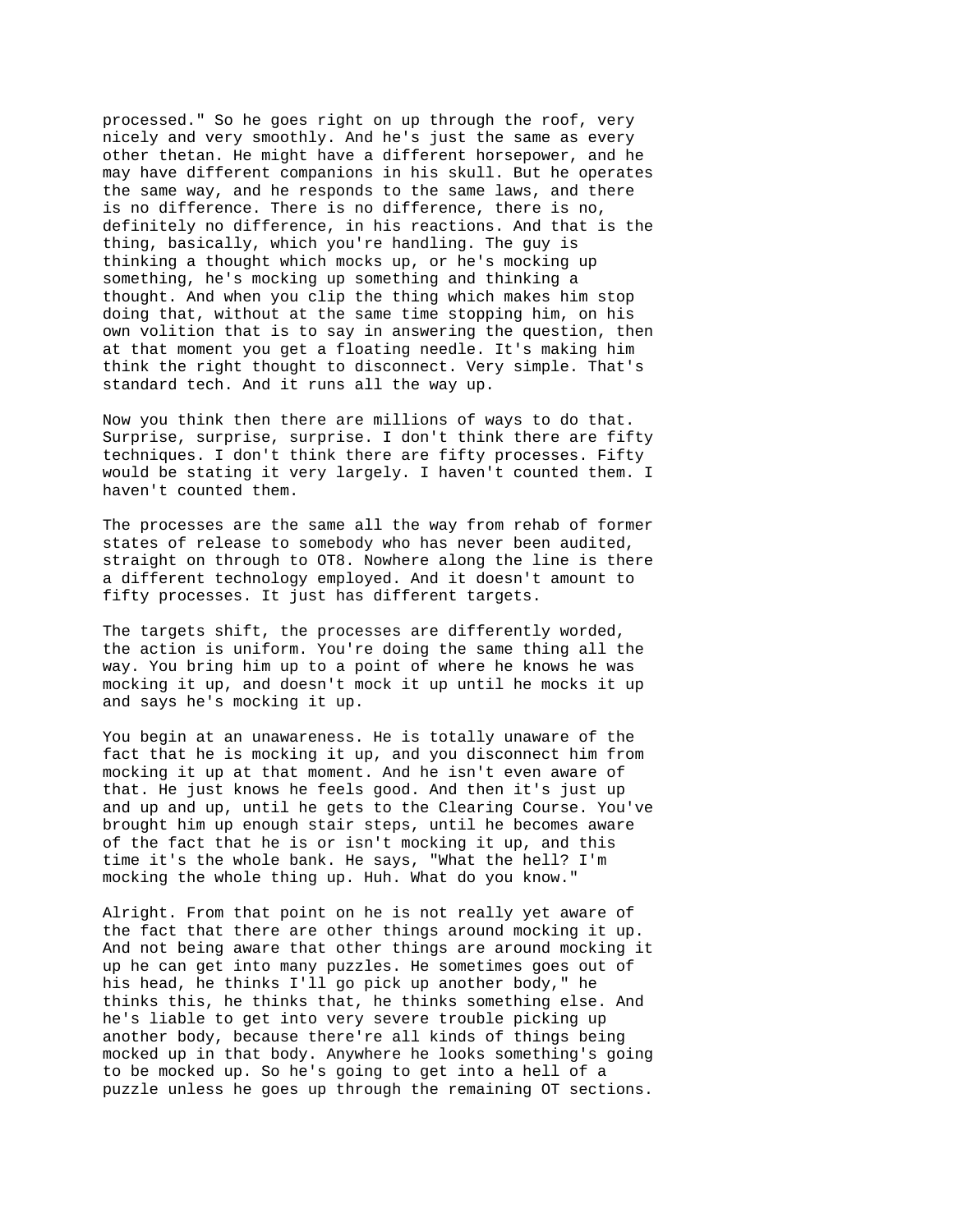processed." So he goes right on up through the roof, very nicely and very smoothly. And he's just the same as every other thetan. He might have a different horsepower, and he may have different companions in his skull. But he operates the same way, and he responds to the same laws, and there is no difference. There is no difference, there is no, definitely no difference, in his reactions. And that is the thing, basically, which you're handling. The guy is thinking a thought which mocks up, or he's mocking up something, he's mocking up something and thinking a thought. And when you clip the thing which makes him stop doing that, without at the same time stopping him, on his own volition that is to say in answering the question, then at that moment you get a floating needle. It's making him think the right thought to disconnect. Very simple. That's standard tech. And it runs all the way up.

Now you think then there are millions of ways to do that. Surprise, surprise, surprise. I don't think there are fifty techniques. I don't think there are fifty processes. Fifty would be stating it very largely. I haven't counted them. I haven't counted them.

The processes are the same all the way from rehab of former states of release to somebody who has never been audited, straight on through to OT8. Nowhere along the line is there a different technology employed. And it doesn't amount to fifty processes. It just has different targets.

The targets shift, the processes are differently worded, the action is uniform. You're doing the same thing all the way. You bring him up to a point of where he knows he was mocking it up, and doesn't mock it up until he mocks it up and says he's mocking it up.

You begin at an unawareness. He is totally unaware of the fact that he is mocking it up, and you disconnect him from mocking it up at that moment. And he isn't even aware of that. He just knows he feels good. And then it's just up and up and up, until he gets to the Clearing Course. You've brought him up enough stair steps, until he becomes aware of the fact that he is or isn't mocking it up, and this time it's the whole bank. He says, "What the hell? I'm mocking the whole thing up. Huh. What do you know."

Alright. From that point on he is not really yet aware of the fact that there are other things around mocking it up. And not being aware that other things are around mocking it up he can get into many puzzles. He sometimes goes out of his head, he thinks I'll go pick up another body," he thinks this, he thinks that, he thinks something else. And he's liable to get into very severe trouble picking up another body, because there're all kinds of things being mocked up in that body. Anywhere he looks something's going to be mocked up. So he's going to get into a hell of a puzzle unless he goes up through the remaining OT sections.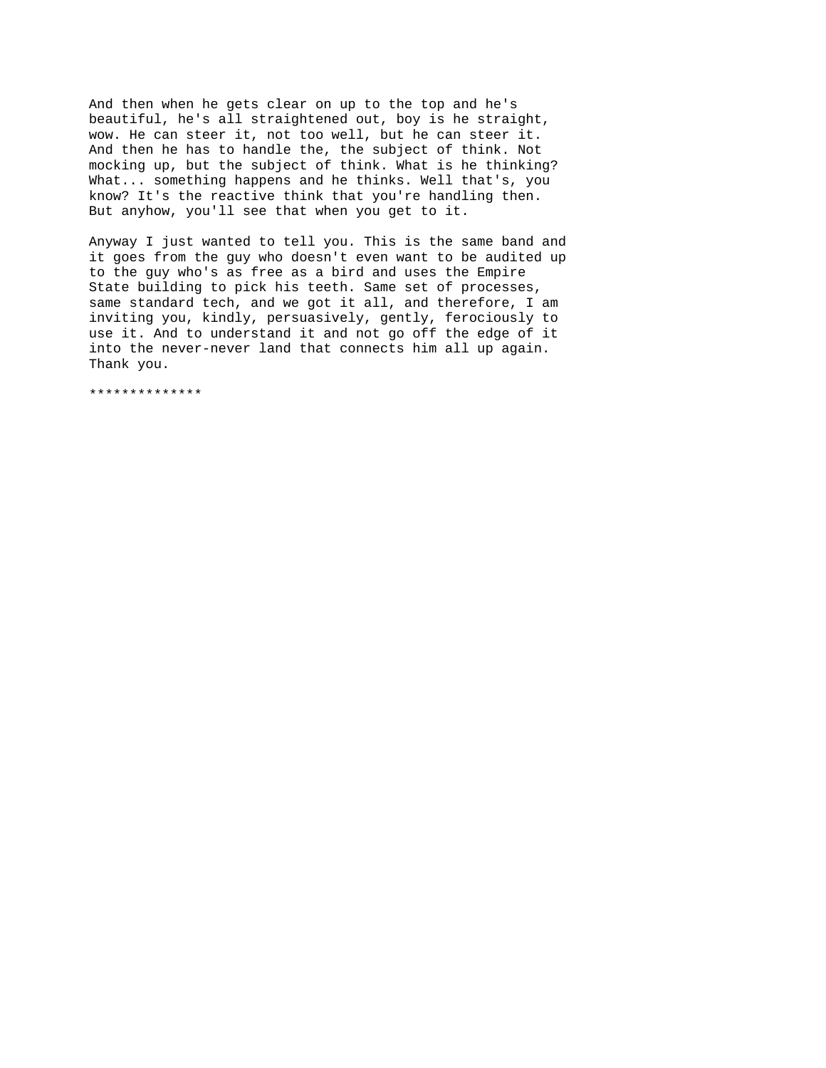And then when he gets clear on up to the top and he's beautiful, he's all straightened out, boy is he straight, wow. He can steer it, not too well, but he can steer it. And then he has to handle the, the subject of think. Not mocking up, but the subject of think. What is he thinking? What... something happens and he thinks. Well that's, you know? It's the reactive think that you're handling then. But anyhow, you'll see that when you get to it.

Anyway I just wanted to tell you. This is the same band and it goes from the guy who doesn't even want to be audited up to the guy who's as free as a bird and uses the Empire State building to pick his teeth. Same set of processes, same standard tech, and we got it all, and therefore, I am inviting you, kindly, persuasively, gently, ferociously to use it. And to understand it and not go off the edge of it into the never-never land that connects him all up again. Thank you.

**************